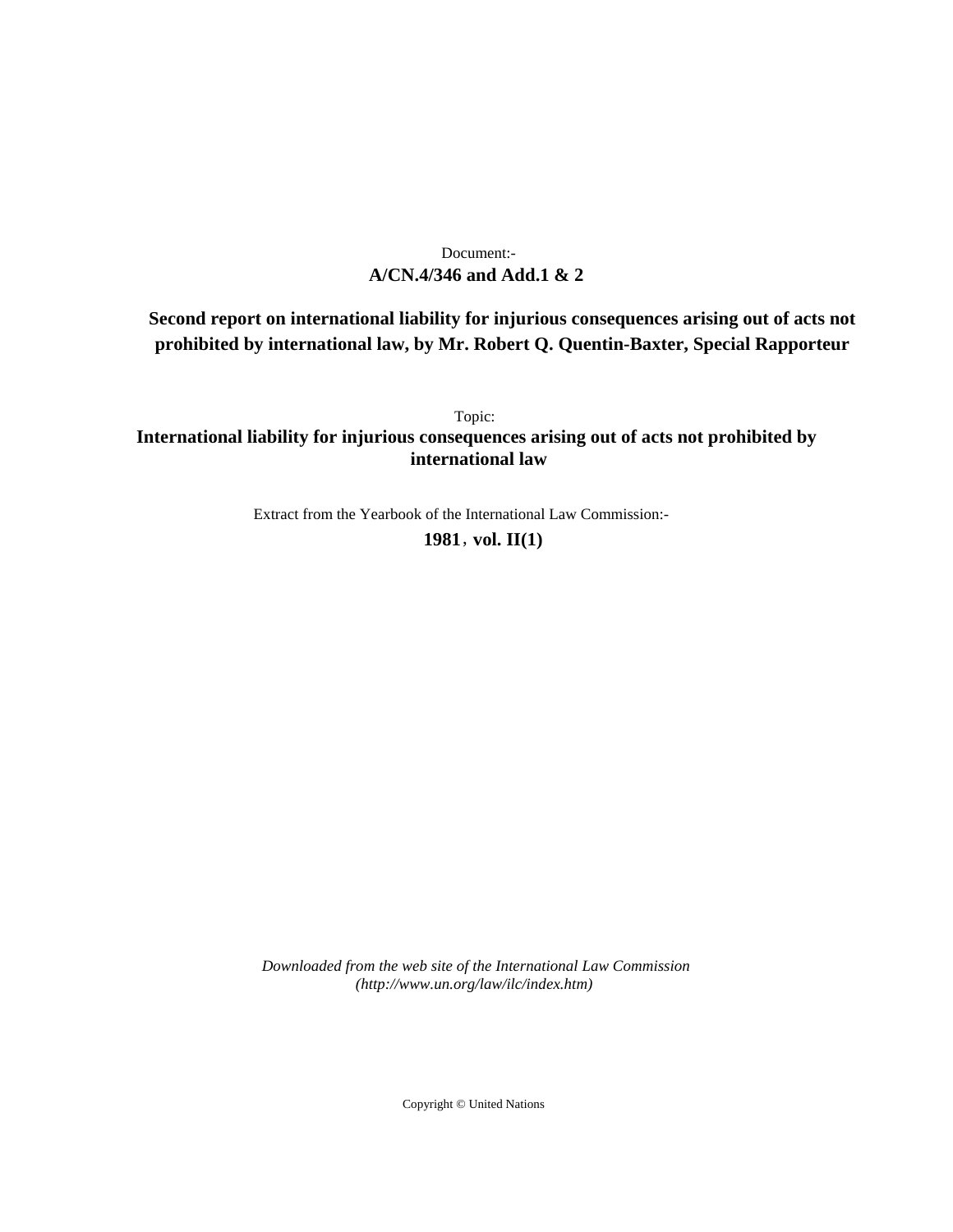Document:-
**A/CN.4/346 and Add.1 & 2**

**Second report on international liability for injurious consequences arising out of acts not prohibited by international law, by Mr. Robert Q. Quentin-Baxter, Special Rapporteur**

Topic:
**International liability for injurious consequences arising out of acts not prohibited by international law**

Extract from the Yearbook of the International Law Commission:-
**1981, vol. II(1)**

*Downloaded from the web site of the International Law Commission (http://www.un.org/law/ilc/index.htm)*

Copyright © United Nations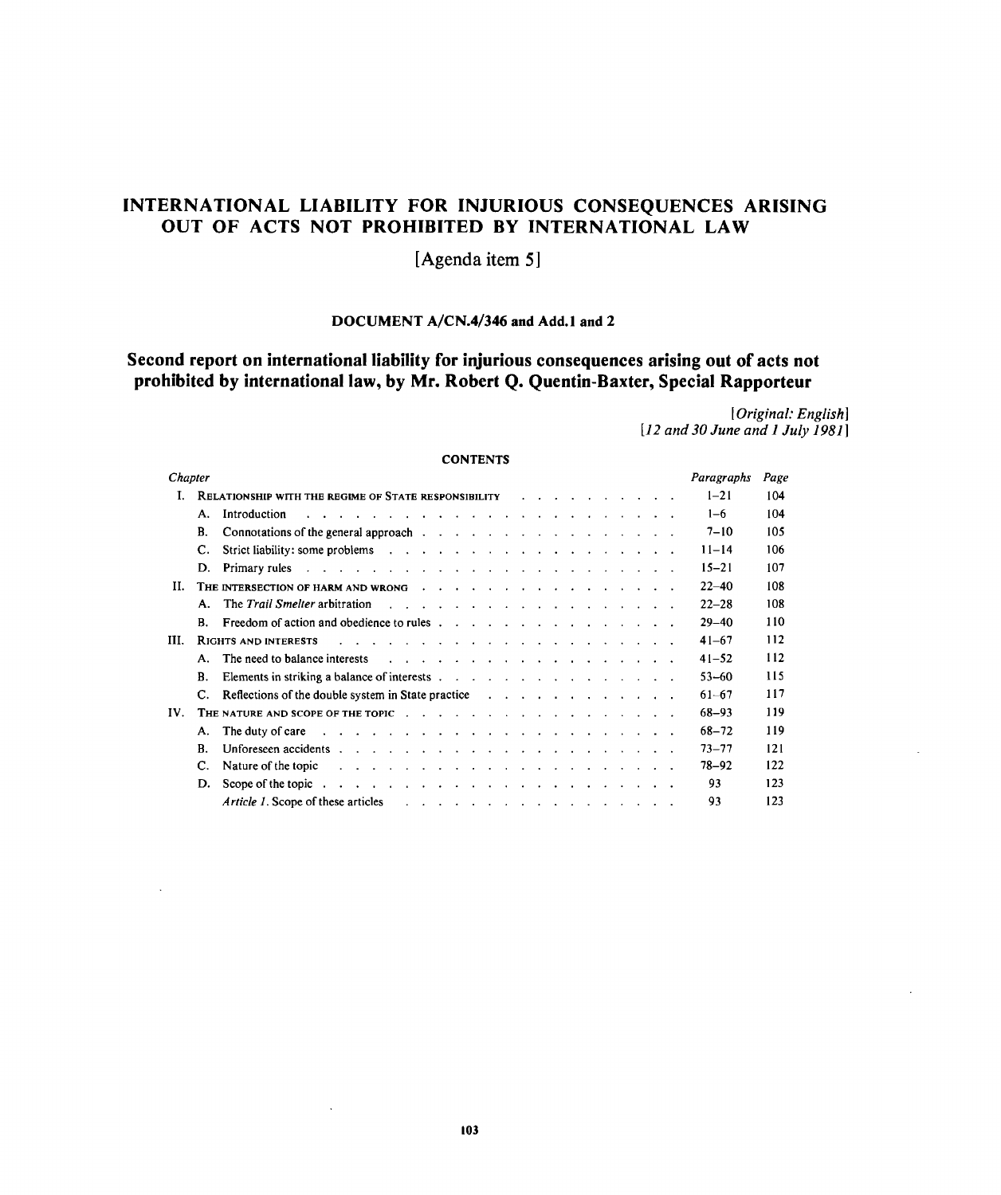# INTERNATIONAL LIABILITY FOR INJURIOUS CONSEQUENCES ARISING OUT OF ACTS NOT PROHIBITED BY INTERNATIONAL LAW

[Agenda item 5]

### DOCUMENT A/CN.4/346 and Add.1 and 2

## Second report on international liability for injurious consequences arising out of acts not prohibited by international law, by Mr. Robert Q. Quentin-Baxter, Special Rapporteur

*[Original: English]*
*[12 and 30 June and 1 July 1981]*

**CONTENTS**

| *Chapter* | | *Paragraphs* | *Page* |
|---|---|---|---|
| I. | RELATIONSHIP WITH THE REGIME OF STATE RESPONSIBILITY | 1–21 | 104 |
| | A. Introduction | 1–6 | 104 |
| | B. Connotations of the general approach | 7–10 | 105 |
| | C. Strict liability: some problems | 11–14 | 106 |
| | D. Primary rules | 15–21 | 107 |
| II. | THE INTERSECTION OF HARM AND WRONG | 22–40 | 108 |
| | A. The *Trail Smelter* arbitration | 22–28 | 108 |
| | B. Freedom of action and obedience to rules | 29–40 | 110 |
| III. | RIGHTS AND INTERESTS | 41–67 | 112 |
| | A. The need to balance interests | 41–52 | 112 |
| | B. Elements in striking a balance of interests | 53–60 | 115 |
| | C. Reflections of the double system in State practice | 61–67 | 117 |
| IV. | THE NATURE AND SCOPE OF THE TOPIC | 68–93 | 119 |
| | A. The duty of care | 68–72 | 119 |
| | B. Unforeseen accidents | 73–77 | 121 |
| | C. Nature of the topic | 78–92 | 122 |
| | D. Scope of the topic | 93 | 123 |
| | *Article 1.* Scope of these articles | 93 | 123 |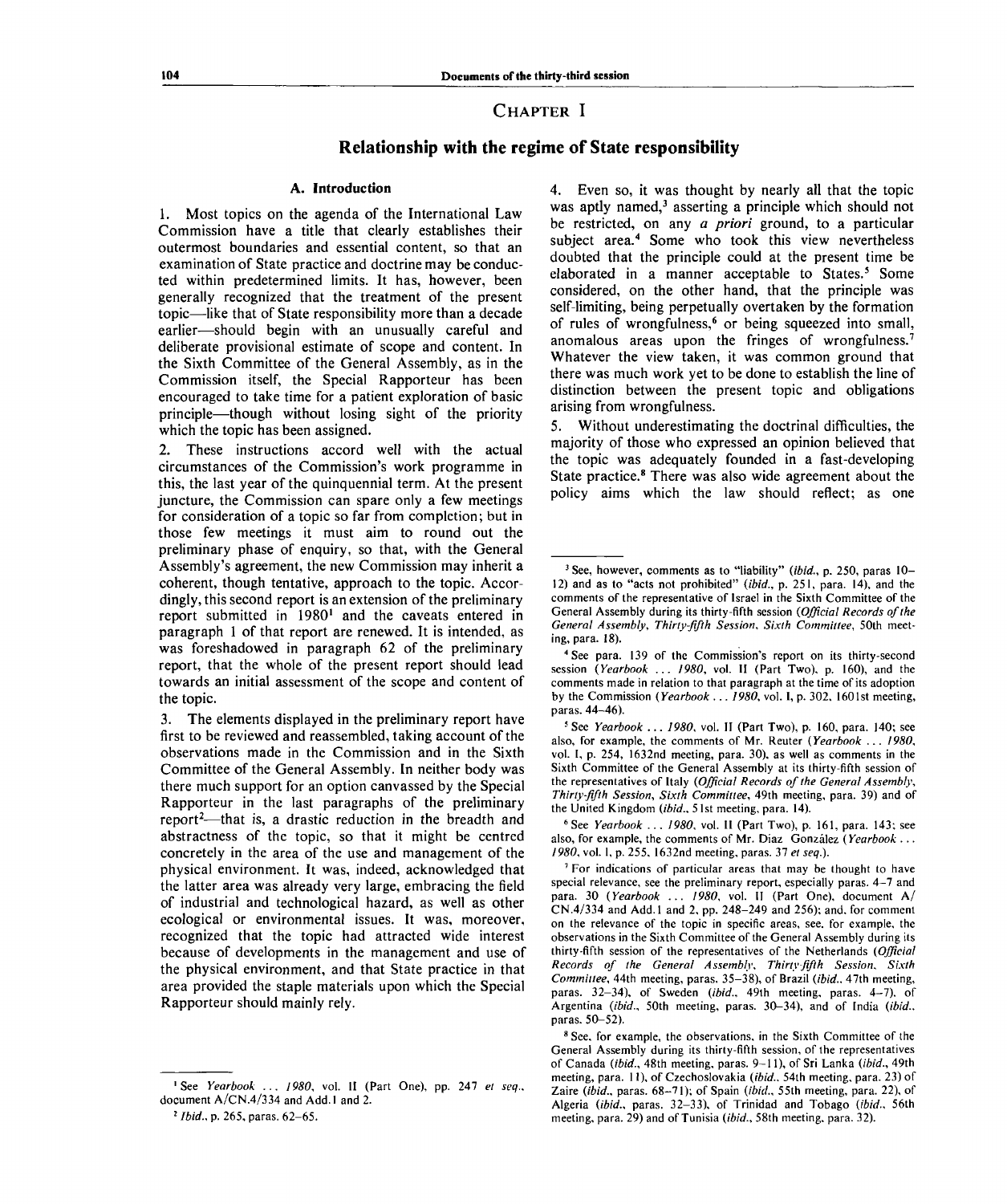# CHAPTER I

## Relationship with the regime of State responsibility

### A. Introduction

1. Most topics on the agenda of the International Law Commission have a title that clearly establishes their outermost boundaries and essential content, so that an examination of State practice and doctrine may be conducted within predetermined limits. It has, however, been generally recognized that the treatment of the present topic—like that of State responsibility more than a decade earlier—should begin with an unusually careful and deliberate provisional estimate of scope and content. In the Sixth Committee of the General Assembly, as in the Commission itself, the Special Rapporteur has been encouraged to take time for a patient exploration of basic principle—though without losing sight of the priority which the topic has been assigned.

2. These instructions accord well with the actual circumstances of the Commission's work programme in this, the last year of the quinquennial term. At the present juncture, the Commission can spare only a few meetings for consideration of a topic so far from completion; but in those few meetings it must aim to round out the preliminary phase of enquiry, so that, with the General Assembly's agreement, the new Commission may inherit a coherent, though tentative, approach to the topic. Accordingly, this second report is an extension of the preliminary report submitted in 1980[1] and the caveats entered in paragraph 1 of that report are renewed. It is intended, as was foreshadowed in paragraph 62 of the preliminary report, that the whole of the present report should lead towards an initial assessment of the scope and content of the topic.

3. The elements displayed in the preliminary report have first to be reviewed and reassembled, taking account of the observations made in the Commission and in the Sixth Committee of the General Assembly. In neither body was there much support for an option canvassed by the Special Rapporteur in the last paragraphs of the preliminary report[2]—that is, a drastic reduction in the breadth and abstractness of the topic, so that it might be centred concretely in the area of the use and management of the physical environment. It was, indeed, acknowledged that the latter area was already very large, embracing the field of industrial and technological hazard, as well as other ecological or environmental issues. It was, moreover, recognized that the topic had attracted wide interest because of developments in the management and use of the physical environment, and that State practice in that area provided the staple materials upon which the Special Rapporteur should mainly rely.

4. Even so, it was thought by nearly all that the topic was aptly named,[3] asserting a principle which should not be restricted, on any *a priori* ground, to a particular subject area.[4] Some who took this view nevertheless doubted that the principle could at the present time be elaborated in a manner acceptable to States.[5] Some considered, on the other hand, that the principle was self-limiting, being perpetually overtaken by the formation of rules of wrongfulness,[6] or being squeezed into small, anomalous areas upon the fringes of wrongfulness.[7] Whatever the view taken, it was common ground that there was much work yet to be done to establish the line of distinction between the present topic and obligations arising from wrongfulness.

5. Without underestimating the doctrinal difficulties, the majority of those who expressed an opinion believed that the topic was adequately founded in a fast-developing State practice.[8] There was also wide agreement about the policy aims which the law should reflect; as one

---

[1] See *Yearbook ... 1980*, vol. II (Part One), pp. 247 *et seq.*, document A/CN.4/334 and Add.1 and 2.

[2] *Ibid.*, p. 265, paras. 62–65.

[3] See, however, comments as to "liability" (*ibid.*, p. 250, paras 10–12) and as to "acts not prohibited" (*ibid.*, p. 251, para. 14), and the comments of the representative of Israel in the Sixth Committee of the General Assembly during its thirty-fifth session (*Official Records of the General Assembly, Thirty-fifth Session, Sixth Committee*, 50th meeting, para. 18).

[4] See para. 139 of the Commission's report on its thirty-second session (*Yearbook ... 1980*, vol. II (Part Two), p. 160), and the comments made in relation to that paragraph at the time of its adoption by the Commission (*Yearbook ... 1980*, vol. I, p. 302, 1601st meeting, paras. 44–46).

[5] See *Yearbook ... 1980*, vol. II (Part Two), p. 160, para. 140; see also, for example, the comments of Mr. Reuter (*Yearbook ... 1980*, vol. I, p. 254, 1632nd meeting, para. 30), as well as comments in the Sixth Committee of the General Assembly at its thirty-fifth session of the representatives of Italy (*Official Records of the General Assembly, Thirty-fifth Session, Sixth Committee*, 49th meeting, para. 39) and of the United Kingdom (*ibid.*, 51st meeting, para. 14).

[6] See *Yearbook ... 1980*, vol. II (Part Two), p. 161, para. 143; see also, for example, the comments of Mr. Díaz González (*Yearbook ... 1980*, vol. I, p. 255, 1632nd meeting, paras. 37 *et seq.*).

[7] For indications of particular areas that may be thought to have special relevance, see the preliminary report, especially paras. 4–7 and para. 30 (*Yearbook ... 1980*, vol. II (Part One), document A/CN.4/334 and Add.1 and 2, pp. 248–249 and 256); and, for comment on the relevance of the topic in specific areas, see, for example, the observations in the Sixth Committee of the General Assembly during its thirty-fifth session of the representatives of the Netherlands (*Official Records of the General Assembly, Thirty-fifth Session, Sixth Committee*, 44th meeting, paras. 35–38), of Brazil (*ibid.*, 47th meeting, paras. 32–34), of Sweden (*ibid.*, 49th meeting, paras. 4–7), of Argentina (*ibid.*, 50th meeting, paras. 30–34), and of India (*ibid.*, paras. 50–52).

[8] See, for example, the observations, in the Sixth Committee of the General Assembly during its thirty-fifth session, of the representatives of Canada (*ibid.*, 48th meeting, paras. 9–11), of Sri Lanka (*ibid.*, 49th meeting, para. 11), of Czechoslovakia (*ibid.*, 54th meeting, para. 23) of Zaire (*ibid.*, paras. 68–71); of Spain (*ibid.*, 55th meeting, para. 22), of Algeria (*ibid.*, paras. 32–33), of Trinidad and Tobago (*ibid.*, 56th meeting, para. 29) and of Tunisia (*ibid.*, 58th meeting, para. 32).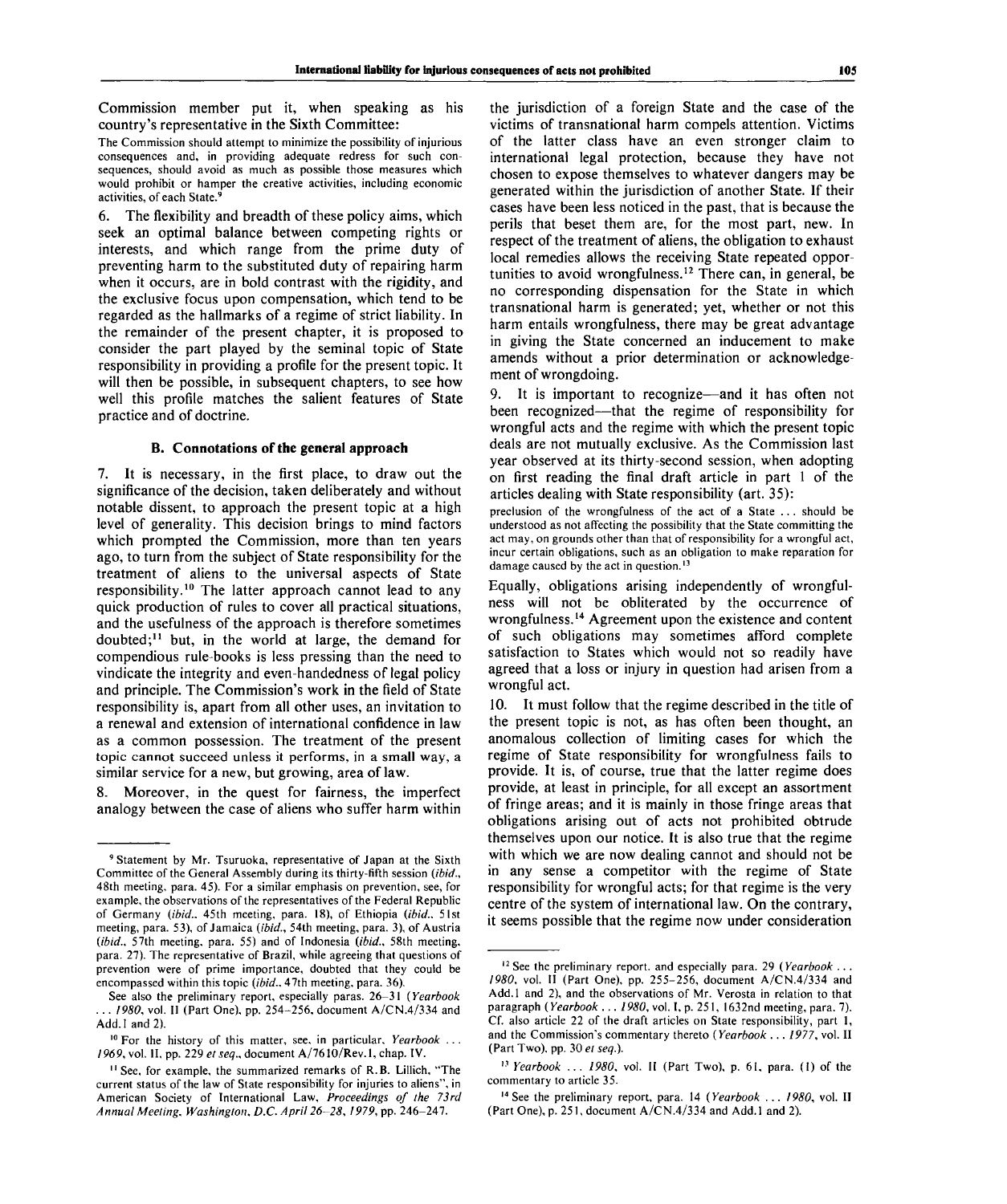Commission member put it, when speaking as his country's representative in the Sixth Committee:

> The Commission should attempt to minimize the possibility of injurious consequences and, in providing adequate redress for such consequences, should avoid as much as possible those measures which would prohibit or hamper the creative activities, including economic activities, of each State.[9]

6. The flexibility and breadth of these policy aims, which seek an optimal balance between competing rights or interests, and which range from the prime duty of preventing harm to the substituted duty of repairing harm when it occurs, are in bold contrast with the rigidity, and the exclusive focus upon compensation, which tend to be regarded as the hallmarks of a regime of strict liability. In the remainder of the present chapter, it is proposed to consider the part played by the seminal topic of State responsibility in providing a profile for the present topic. It will then be possible, in subsequent chapters, to see how well this profile matches the salient features of State practice and of doctrine.

### B. Connotations of the general approach

7. It is necessary, in the first place, to draw out the significance of the decision, taken deliberately and without notable dissent, to approach the present topic at a high level of generality. This decision brings to mind factors which prompted the Commission, more than ten years ago, to turn from the subject of State responsibility for the treatment of aliens to the universal aspects of State responsibility.[10] The latter approach cannot lead to any quick production of rules to cover all practical situations, and the usefulness of the approach is therefore sometimes doubted;[11] but, in the world at large, the demand for compendious rule-books is less pressing than the need to vindicate the integrity and even-handedness of legal policy and principle. The Commission's work in the field of State responsibility is, apart from all other uses, an invitation to a renewal and extension of international confidence in law as a common possession. The treatment of the present topic cannot succeed unless it performs, in a small way, a similar service for a new, but growing, area of law.

8. Moreover, in the quest for fairness, the imperfect analogy between the case of aliens who suffer harm within the jurisdiction of a foreign State and the case of the victims of transnational harm compels attention. Victims of the latter class have an even stronger claim to international legal protection, because they have not chosen to expose themselves to whatever dangers may be generated within the jurisdiction of another State. If their cases have been less noticed in the past, that is because the perils that beset them are, for the most part, new. In respect of the treatment of aliens, the obligation to exhaust local remedies allows the receiving State repeated opportunities to avoid wrongfulness.[12] There can, in general, be no corresponding dispensation for the State in which transnational harm is generated; yet, whether or not this harm entails wrongfulness, there may be great advantage in giving the State concerned an inducement to make amends without a prior determination or acknowledgement of wrongdoing.

9. It is important to recognize—and it has often not been recognized—that the regime of responsibility for wrongful acts and the regime with which the present topic deals are not mutually exclusive. As the Commission last year observed at its thirty-second session, when adopting on first reading the final draft article in part 1 of the articles dealing with State responsibility (art. 35):

> preclusion of the wrongfulness of the act of a State ... should be understood as not affecting the possibility that the State committing the act may, on grounds other than that of responsibility for a wrongful act, incur certain obligations, such as an obligation to make reparation for damage caused by the act in question.[13]

Equally, obligations arising independently of wrongfulness will not be obliterated by the occurrence of wrongfulness.[14] Agreement upon the existence and content of such obligations may sometimes afford complete satisfaction to States which would not so readily have agreed that a loss or injury in question had arisen from a wrongful act.

10. It must follow that the regime described in the title of the present topic is not, as has often been thought, an anomalous collection of limiting cases for which the regime of State responsibility for wrongfulness fails to provide. It is, of course, true that the latter regime does provide, at least in principle, for all except an assortment of fringe areas; and it is mainly in those fringe areas that obligations arising out of acts not prohibited obtrude themselves upon our notice. It is also true that the regime with which we are now dealing cannot and should not be in any sense a competitor with the regime of State responsibility for wrongful acts; for that regime is the very centre of the system of international law. On the contrary, it seems possible that the regime now under consideration

---

[9] Statement by Mr. Tsuruoka, representative of Japan at the Sixth Committee of the General Assembly during its thirty-fifth session (*ibid.*, 48th meeting, para. 45). For a similar emphasis on prevention, see, for example, the observations of the representatives of the Federal Republic of Germany (*ibid.*, 45th meeting, para. 18), of Ethiopia (*ibid.*, 51st meeting, para. 53), of Jamaica (*ibid.*, 54th meeting, para. 3), of Austria (*ibid.*, 57th meeting, para. 55) and of Indonesia (*ibid.*, 58th meeting, para. 27). The representative of Brazil, while agreeing that questions of prevention were of prime importance, doubted that they could be encompassed within this topic (*ibid.*, 47th meeting, para. 36).

See also the preliminary report, especially paras. 26–31 (*Yearbook ... 1980*, vol. II (Part One), pp. 254–256, document A/CN.4/334 and Add.1 and 2).

[10] For the history of this matter, see, in particular, *Yearbook ... 1969*, vol. II, pp. 229 *et seq.*, document A/7610/Rev.1, chap. IV.

[11] See, for example, the summarized remarks of R.B. Lillich, "The current status of the law of State responsibility for injuries to aliens", in American Society of International Law, *Proceedings of the 73rd Annual Meeting, Washington, D.C. April 26–28, 1979*, pp. 246–247.

[12] See the preliminary report, and especially para. 29 (*Yearbook ... 1980*, vol. II (Part One), pp. 255–256, document A/CN.4/334 and Add.1 and 2), and the observations of Mr. Verosta in relation to that paragraph (*Yearbook ... 1980*, vol. I, p. 251, 1632nd meeting, para. 7). Cf. also article 22 of the draft articles on State responsibility, part 1, and the Commission's commentary thereto (*Yearbook ... 1977*, vol. II (Part Two), pp. 30 *et seq.*).

[13] *Yearbook ... 1980*, vol. II (Part Two), p. 61, para. (1) of the commentary to article 35.

[14] See the preliminary report, para. 14 (*Yearbook ... 1980*, vol. II (Part One), p. 251, document A/CN.4/334 and Add.1 and 2).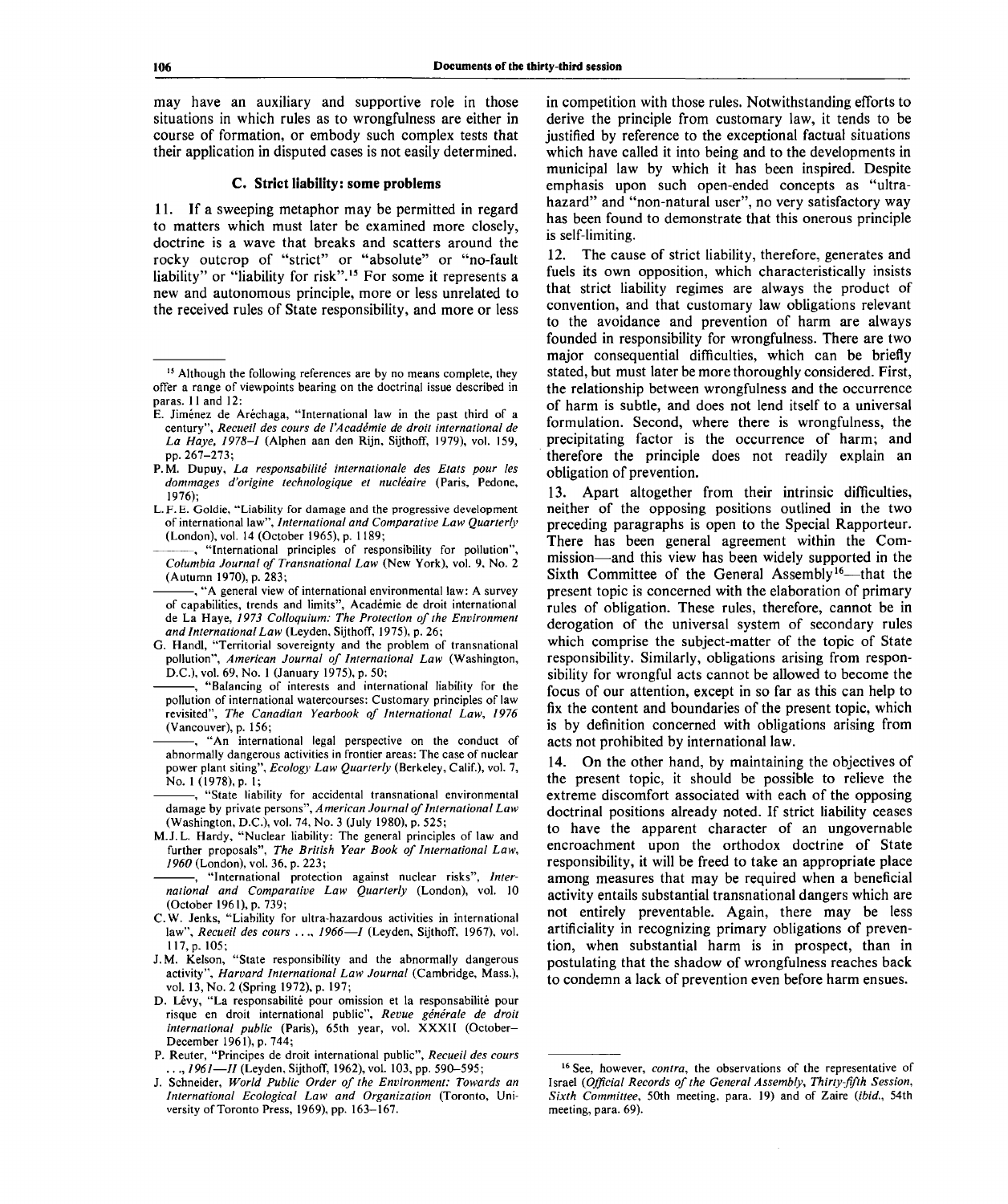may have an auxiliary and supportive role in those situations in which rules as to wrongfulness are either in course of formation, or embody such complex tests that their application in disputed cases is not easily determined.

### C. Strict liability: some problems

11. If a sweeping metaphor may be permitted in regard to matters which must later be examined more closely, doctrine is a wave that breaks and scatters around the rocky outcrop of "strict" or "absolute" or "no-fault liability" or "liability for risk".[15] For some it represents a new and autonomous principle, more or less unrelated to the received rules of State responsibility, and more or less in competition with those rules. Notwithstanding efforts to derive the principle from customary law, it tends to be justified by reference to the exceptional factual situations which have called it into being and to the developments in municipal law by which it has been inspired. Despite emphasis upon such open-ended concepts as "ultra-hazard" and "non-natural user", no very satisfactory way has been found to demonstrate that this onerous principle is self-limiting.

12. The cause of strict liability, therefore, generates and fuels its own opposition, which characteristically insists that strict liability regimes are always the product of convention, and that customary law obligations relevant to the avoidance and prevention of harm are always founded in responsibility for wrongfulness. There are two major consequential difficulties, which can be briefly stated, but must later be more thoroughly considered. First, the relationship between wrongfulness and the occurrence of harm is subtle, and does not lend itself to a universal formulation. Second, where there is wrongfulness, the precipitating factor is the occurrence of harm; and therefore the principle does not readily explain an obligation of prevention.

13. Apart altogether from their intrinsic difficulties, neither of the opposing positions outlined in the two preceding paragraphs is open to the Special Rapporteur. There has been general agreement within the Commission—and this view has been widely supported in the Sixth Committee of the General Assembly[16]—that the present topic is concerned with the elaboration of primary rules of obligation. These rules, therefore, cannot be in derogation of the universal system of secondary rules which comprise the subject-matter of the topic of State responsibility. Similarly, obligations arising from responsibility for wrongful acts cannot be allowed to become the focus of our attention, except in so far as this can help to fix the content and boundaries of the present topic, which is by definition concerned with obligations arising from acts not prohibited by international law.

14. On the other hand, by maintaining the objectives of the present topic, it should be possible to relieve the extreme discomfort associated with each of the opposing doctrinal positions already noted. If strict liability ceases to have the apparent character of an ungovernable encroachment upon the orthodox doctrine of State responsibility, it will be freed to take an appropriate place among measures that may be required when a beneficial activity entails substantial transnational dangers which are not entirely preventable. Again, there may be less artificiality in recognizing primary obligations of prevention, when substantial harm is in prospect, than in postulating that the shadow of wrongfulness reaches back to condemn a lack of prevention even before harm ensues.

---

[15] Although the following references are by no means complete, they offer a range of viewpoints bearing on the doctrinal issue described in paras. 11 and 12:

E. Jiménez de Aréchaga, "International law in the past third of a century", *Recueil des cours de l'Académie de droit international de La Haye, 1978–I* (Alphen aan den Rijn, Sijthoff, 1979), vol. 159, pp. 267–273;

P.M. Dupuy, *La responsabilité internationale des Etats pour les dommages d'origine technologique et nucléaire* (Paris, Pedone, 1976);

L.F.E. Goldie, "Liability for damage and the progressive development of international law", *International and Comparative Law Quarterly* (London), vol. 14 (October 1965), p. 1189;

———, "International principles of responsibility for pollution", *Columbia Journal of Transnational Law* (New York), vol. 9, No. 2 (Autumn 1970), p. 283;

———, "A general view of international environmental law: A survey of capabilities, trends and limits", Académie de droit international de La Haye, *1973 Colloquium: The Protection of the Environment and International Law* (Leyden, Sijthoff, 1975), p. 26;

G. Handl, "Territorial sovereignty and the problem of transnational pollution", *American Journal of International Law* (Washington, D.C.), vol. 69, No. 1 (January 1975), p. 50;

———, "Balancing of interests and international liability for the pollution of international watercourses: Customary principles of law revisited", *The Canadian Yearbook of International Law, 1976* (Vancouver), p. 156;

———, "An international legal perspective on the conduct of abnormally dangerous activities in frontier areas: The case of nuclear power plant siting", *Ecology Law Quarterly* (Berkeley, Calif.), vol. 7, No. 1 (1978), p. 1;

———, "State liability for accidental transnational environmental damage by private persons", *American Journal of International Law* (Washington, D.C.), vol. 74, No. 3 (July 1980), p. 525;

M.J.L. Hardy, "Nuclear liability: The general principles of law and further proposals", *The British Year Book of International Law, 1960* (London), vol. 36, p. 223;

———, "International protection against nuclear risks", *International and Comparative Law Quarterly* (London), vol. 10 (October 1961), p. 739;

C.W. Jenks, "Liability for ultra-hazardous activities in international law", *Recueil des cours . . ., 1966—I* (Leyden, Sijthoff, 1967), vol. 117, p. 105;

J.M. Kelson, "State responsibility and the abnormally dangerous activity", *Harvard International Law Journal* (Cambridge, Mass.), vol. 13, No. 2 (Spring 1972), p. 197;

D. Lévy, "La responsabilité pour omission et la responsabilité pour risque en droit international public", *Revue générale de droit international public* (Paris), 65th year, vol. XXXII (October–December 1961), p. 744;

P. Reuter, "Principes de droit international public", *Recueil des cours . . ., 1961—II* (Leyden, Sijthoff, 1962), vol. 103, pp. 590–595;

J. Schneider, *World Public Order of the Environment: Towards an International Ecological Law and Organization* (Toronto, University of Toronto Press, 1969), pp. 163–167.

[16] See, however, *contra*, the observations of the representative of Israel (*Official Records of the General Assembly, Thirty-fifth Session, Sixth Committee*, 50th meeting, para. 19) and of Zaire (*ibid.*, 54th meeting, para. 69).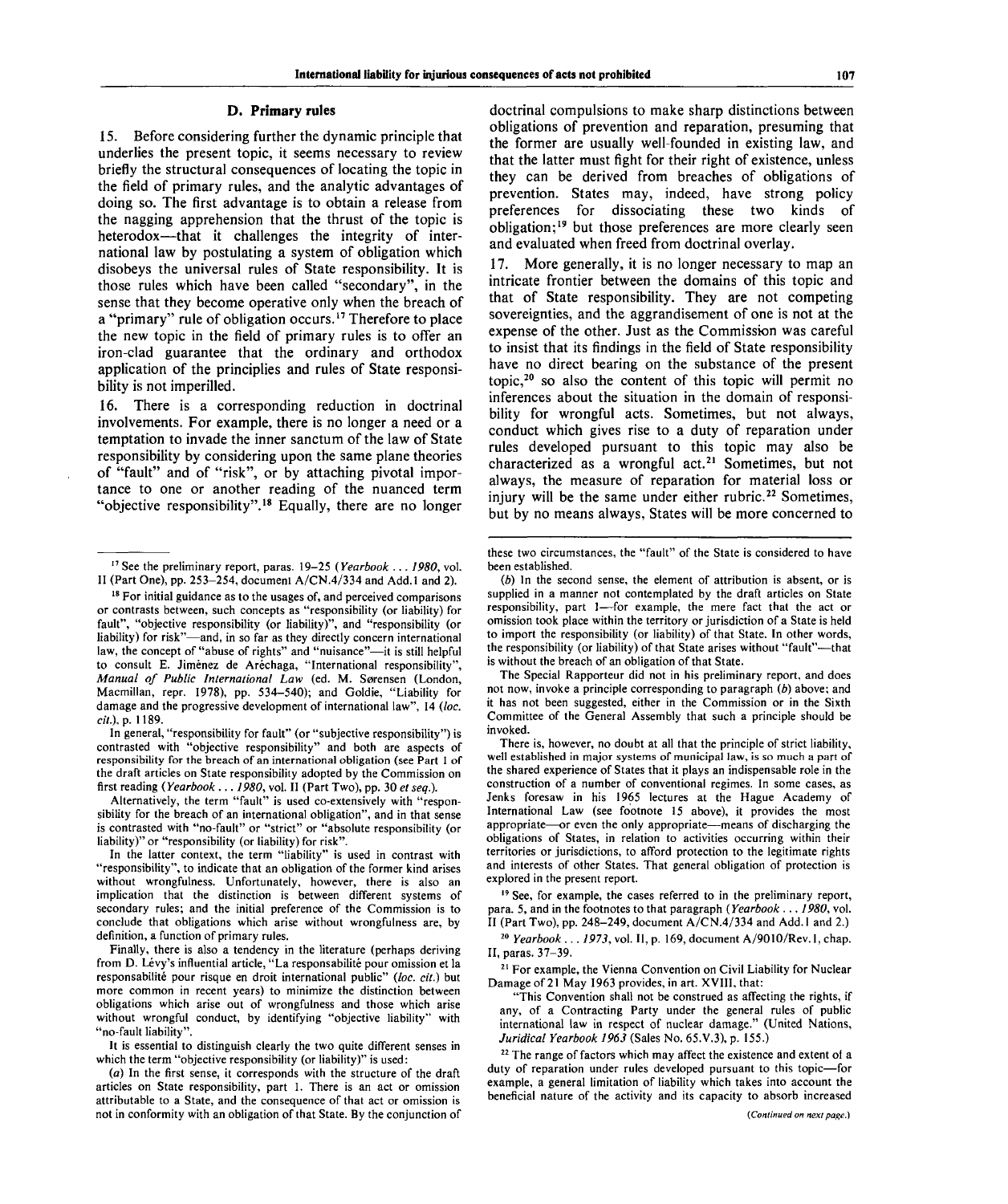### D. Primary rules

15. Before considering further the dynamic principle that underlies the present topic, it seems necessary to review briefly the structural consequences of locating the topic in the field of primary rules, and the analytic advantages of doing so. The first advantage is to obtain a release from the nagging apprehension that the thrust of the topic is heterodox—that it challenges the integrity of international law by postulating a system of obligation which disobeys the universal rules of State responsibility. It is those rules which have been called "secondary", in the sense that they become operative only when the breach of a "primary" rule of obligation occurs.[17] Therefore to place the new topic in the field of primary rules is to offer an iron-clad guarantee that the ordinary and orthodox application of the principles and rules of State responsibility is not imperilled.

16. There is a corresponding reduction in doctrinal involvements. For example, there is no longer a need or a temptation to invade the inner sanctum of the law of State responsibility by considering upon the same plane theories of "fault" and of "risk", or by attaching pivotal importance to one or another reading of the nuanced term "objective responsibility".[18] Equally, there are no longer doctrinal compulsions to make sharp distinctions between obligations of prevention and reparation, presuming that the former are usually well-founded in existing law, and that the latter must fight for their right of existence, unless they can be derived from breaches of obligations of prevention. States may, indeed, have strong policy preferences for dissociating these two kinds of obligation;[19] but those preferences are more clearly seen and evaluated when freed from doctrinal overlay.

17. More generally, it is no longer necessary to map an intricate frontier between the domains of this topic and that of State responsibility. They are not competing sovereignties, and the aggrandisement of one is not at the expense of the other. Just as the Commission was careful to insist that its findings in the field of State responsibility have no direct bearing on the substance of the present topic,[20] so also the content of this topic will permit no inferences about the situation in the domain of responsibility for wrongful acts. Sometimes, but not always, conduct which gives rise to a duty of reparation under rules developed pursuant to this topic may also be characterized as a wrongful act.[21] Sometimes, but not always, the measure of reparation for material loss or injury will be the same under either rubric.[22] Sometimes, but by no means always, States will be more concerned to

---

[17] See the preliminary report, paras. 19–25 (*Yearbook . . . 1980*, vol. II (Part One), pp. 253–254, document A/CN.4/334 and Add.1 and 2).

[18] For initial guidance as to the usages of, and perceived comparisons or contrasts between, such concepts as "responsibility (or liability) for fault", "objective responsibility (or liability)", and "responsibility (or liability) for risk"—and, in so far as they directly concern international law, the concept of "abuse of rights" and "nuisance"—it is still helpful to consult E. Jiménez de Aréchaga, "International responsibility", *Manual of Public International Law* (ed. M. Sørensen (London, Macmillan, repr. 1978), pp. 534–540); and Goldie, "Liability for damage and the progressive development of international law", 14 (*loc. cit.*), p. 1189.

In general, "responsibility for fault" (or "subjective responsibility") is contrasted with "objective responsibility" and both are aspects of responsibility for the breach of an international obligation (see Part 1 of the draft articles on State responsibility adopted by the Commission on first reading (*Yearbook . . . 1980*, vol. II (Part Two), pp. 30 *et seq.*).

Alternatively, the term "fault" is used co-extensively with "responsibility for the breach of an international obligation", and in that sense is contrasted with "no-fault" or "strict" or "absolute responsibility (or liability)" or "responsibility (or liability) for risk".

In the latter context, the term "liability" is used in contrast with "responsibility", to indicate that an obligation of the former kind arises without wrongfulness. Unfortunately, however, there is also an implication that the distinction is between different systems of secondary rules; and the initial preference of the Commission is to conclude that obligations which arise without wrongfulness are, by definition, a function of primary rules.

Finally, there is also a tendency in the literature (perhaps deriving from D. Lévy's influential article, "La responsabilité pour omission et la responsabilité pour risque en droit international public" (*loc. cit.*) but more common in recent years) to minimize the distinction between obligations which arise out of wrongfulness and those which arise without wrongful conduct, by identifying "objective liability" with "no-fault liability".

It is essential to distinguish clearly the two quite different senses in which the term "objective responsibility (or liability)" is used:

(*a*) In the first sense, it corresponds with the structure of the draft articles on State responsibility, part 1. There is an act or omission attributable to a State, and the consequence of that act or omission is not in conformity with an obligation of that State. By the conjunction of these two circumstances, the "fault" of the State is considered to have been established.

(*b*) In the second sense, the element of attribution is absent, or is supplied in a manner not contemplated by the draft articles on State responsibility, part 1—for example, the mere fact that the act or omission took place within the territory or jurisdiction of a State is held to import the responsibility (or liability) of that State. In other words, the responsibility (or liability) of that State arises without "fault"—that is without the breach of an obligation of that State.

The Special Rapporteur did not in his preliminary report, and does not now, invoke a principle corresponding to paragraph (*b*) above; and it has not been suggested, either in the Commission or in the Sixth Committee of the General Assembly that such a principle should be invoked.

There is, however, no doubt at all that the principle of strict liability, well established in major systems of municipal law, is so much a part of the shared experience of States that it plays an indispensable role in the construction of a number of conventional regimes. In some cases, as Jenks foresaw in his 1965 lectures at the Hague Academy of International Law (see footnote 15 above), it provides the most appropriate—or even the only appropriate—means of discharging the obligations of States, in relation to activities occurring within their territories or jurisdictions, to afford protection to the legitimate rights and interests of other States. That general obligation of protection is explored in the present report.

[19] See, for example, the cases referred to in the preliminary report, para. 5, and in the footnotes to that paragraph (*Yearbook . . . 1980*, vol. II (Part Two), pp. 248–249, document A/CN.4/334 and Add.1 and 2.)

[20] *Yearbook . . . 1973*, vol. II, p. 169, document A/9010/Rev.1, chap. II, paras. 37–39.

[21] For example, the Vienna Convention on Civil Liability for Nuclear Damage of 21 May 1963 provides, in art. XVIII, that:

"This Convention shall not be construed as affecting the rights, if any, of a Contracting Party under the general rules of public international law in respect of nuclear damage." (United Nations, *Juridical Yearbook 1963* (Sales No. 65.V.3), p. 155.)

[22] The range of factors which may affect the existence and extent of a duty of reparation under rules developed pursuant to this topic—for example, a general limitation of liability which takes into account the beneficial nature of the activity and its capacity to absorb increased

(*Continued on next page.*)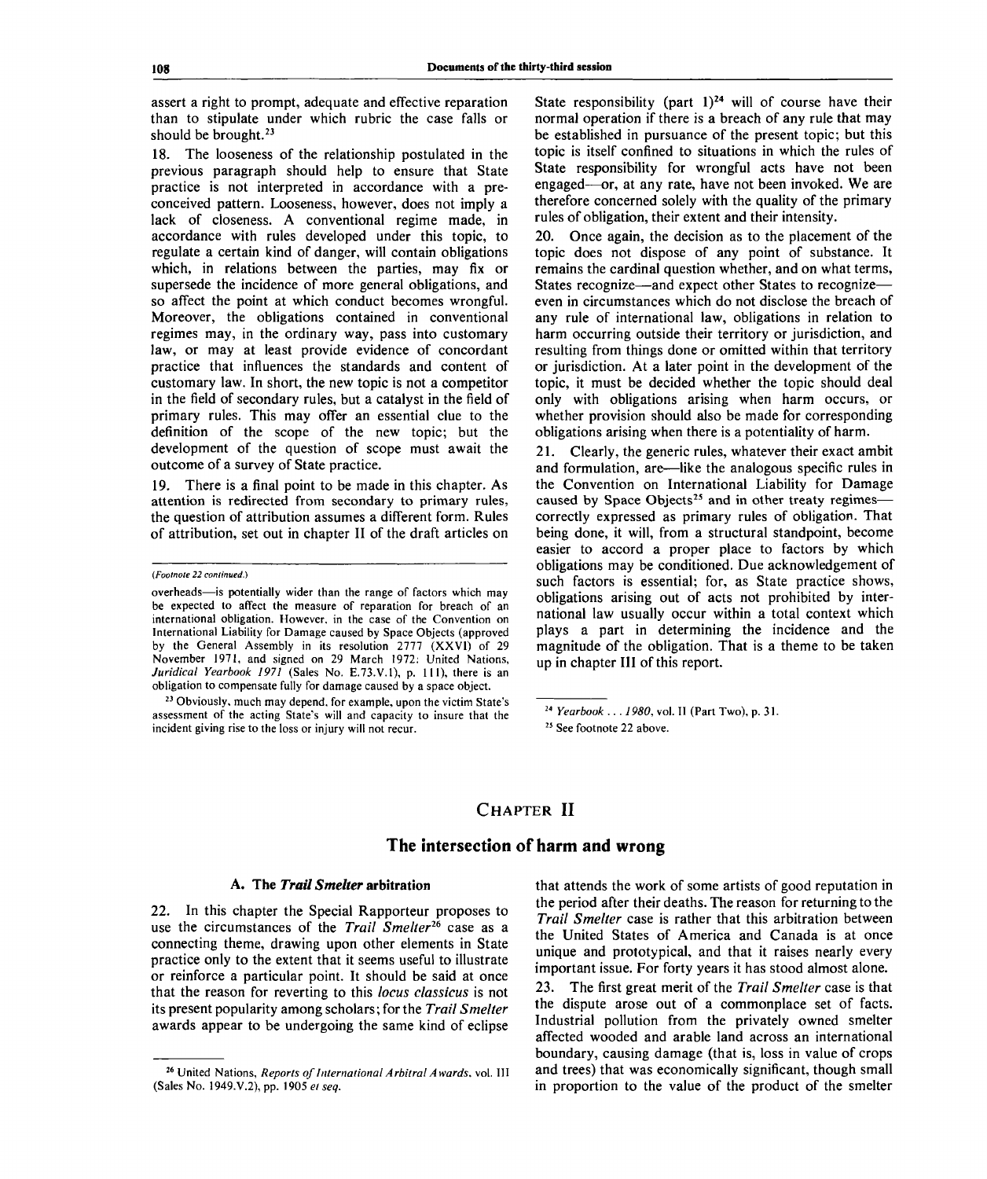assert a right to prompt, adequate and effective reparation than to stipulate under which rubric the case falls or should be brought.[23]

18. The looseness of the relationship postulated in the previous paragraph should help to ensure that State practice is not interpreted in accordance with a preconceived pattern. Looseness, however, does not imply a lack of closeness. A conventional regime made, in accordance with rules developed under this topic, to regulate a certain kind of danger, will contain obligations which, in relations between the parties, may fix or supersede the incidence of more general obligations, and so affect the point at which conduct becomes wrongful. Moreover, the obligations contained in conventional regimes may, in the ordinary way, pass into customary law, or may at least provide evidence of concordant practice that influences the standards and content of customary law. In short, the new topic is not a competitor in the field of secondary rules, but a catalyst in the field of primary rules. This may offer an essential clue to the definition of the scope of the new topic; but the development of the question of scope must await the outcome of a survey of State practice.

19. There is a final point to be made in this chapter. As attention is redirected from secondary to primary rules, the question of attribution assumes a different form. Rules of attribution, set out in chapter II of the draft articles on State responsibility (part 1)[24] will of course have their normal operation if there is a breach of any rule that may be established in pursuance of the present topic; but this topic is itself confined to situations in which the rules of State responsibility for wrongful acts have not been engaged—or, at any rate, have not been invoked. We are therefore concerned solely with the quality of the primary rules of obligation, their extent and their intensity.

20. Once again, the decision as to the placement of the topic does not dispose of any point of substance. It remains the cardinal question whether, and on what terms, States recognize—and expect other States to recognize—even in circumstances which do not disclose the breach of any rule of international law, obligations in relation to harm occurring outside their territory or jurisdiction, and resulting from things done or omitted within that territory or jurisdiction. At a later point in the development of the topic, it must be decided whether the topic should deal only with obligations arising when harm occurs, or whether provision should also be made for corresponding obligations arising when there is a potentiality of harm.

21. Clearly, the generic rules, whatever their exact ambit and formulation, are—like the analogous specific rules in the Convention on International Liability for Damage caused by Space Objects[25] and in other treaty regimes—correctly expressed as primary rules of obligation. That being done, it will, from a structural standpoint, become easier to accord a proper place to factors by which obligations may be conditioned. Due acknowledgement of such factors is essential; for, as State practice shows, obligations arising out of acts not prohibited by international law usually occur within a total context which plays a part in determining the incidence and the magnitude of the obligation. That is a theme to be taken up in chapter III of this report.

---

*(Footnote 22 continued.)*

overheads—is potentially wider than the range of factors which may be expected to affect the measure of reparation for breach of an international obligation. However, in the case of the Convention on International Liability for Damage caused by Space Objects (approved by the General Assembly in its resolution 2777 (XXVI) of 29 November 1971, and signed on 29 March 1972: United Nations, *Juridical Yearbook 1971* (Sales No. E.73.V.1), p. 111), there is an obligation to compensate fully for damage caused by a space object.

[23] Obviously, much may depend, for example, upon the victim State's assessment of the acting State's will and capacity to insure that the incident giving rise to the loss or injury will not recur.

[24] *Yearbook . . . 1980*, vol. II (Part Two), p. 31.

[25] See footnote 22 above.

## CHAPTER II

## The intersection of harm and wrong

### A. The *Trail Smelter* arbitration

22. In this chapter the Special Rapporteur proposes to use the circumstances of the *Trail Smelter*[26] case as a connecting theme, drawing upon other elements in State practice only to the extent that it seems useful to illustrate or reinforce a particular point. It should be said at once that the reason for reverting to this *locus classicus* is not its present popularity among scholars; for the *Trail Smelter* awards appear to be undergoing the same kind of eclipse that attends the work of some artists of good reputation in the period after their deaths. The reason for returning to the *Trail Smelter* case is rather that this arbitration between the United States of America and Canada is at once unique and prototypical, and that it raises nearly every important issue. For forty years it has stood almost alone.

23. The first great merit of the *Trail Smelter* case is that the dispute arose out of a commonplace set of facts. Industrial pollution from the privately owned smelter affected wooded and arable land across an international boundary, causing damage (that is, loss in value of crops and trees) that was economically significant, though small in proportion to the value of the product of the smelter

---

[26] United Nations, *Reports of International Arbitral Awards*, vol. III (Sales No. 1949.V.2), pp. 1905 *et seq.*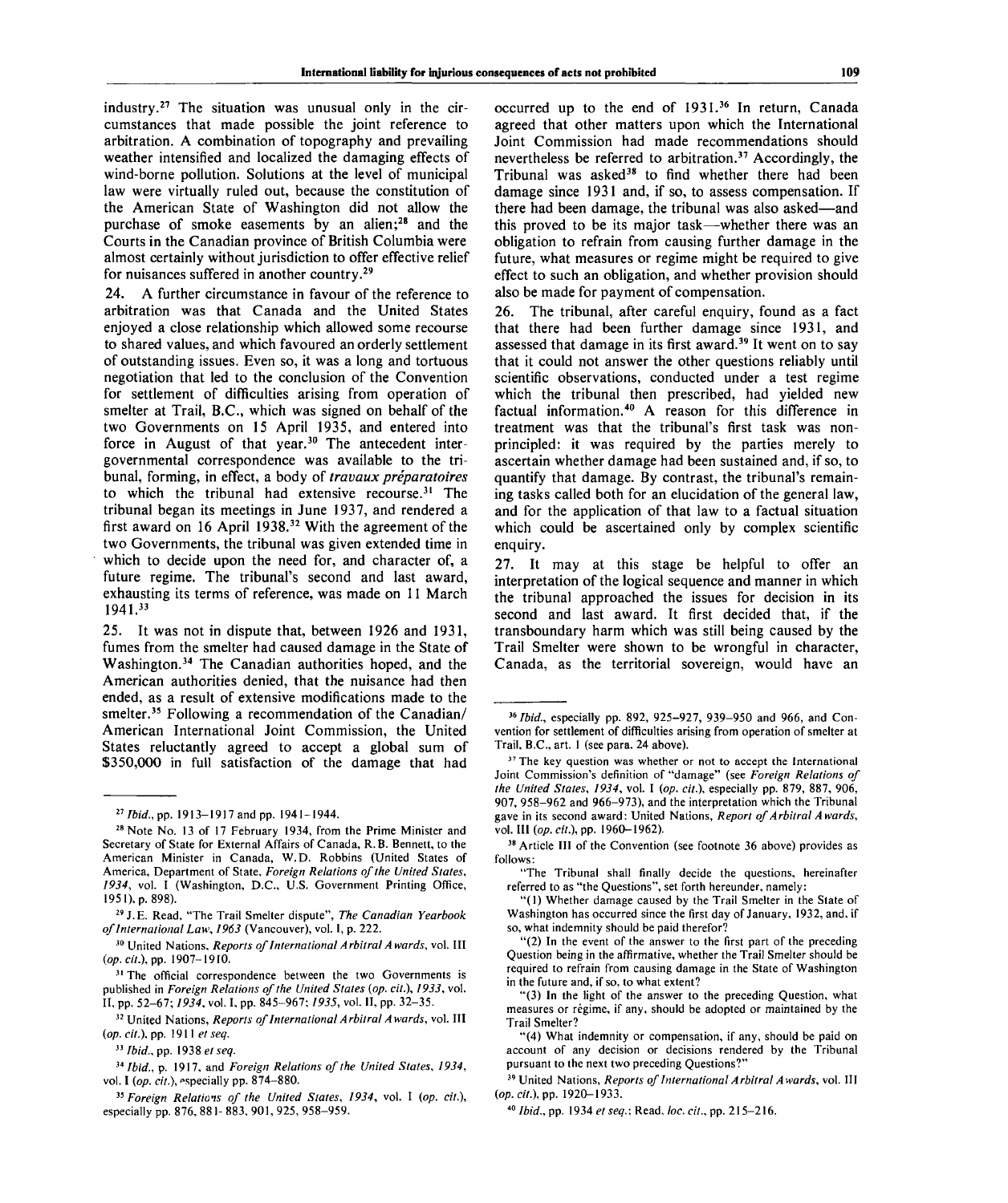industry.[27] The situation was unusual only in the circumstances that made possible the joint reference to arbitration. A combination of topography and prevailing weather intensified and localized the damaging effects of wind-borne pollution. Solutions at the level of municipal law were virtually ruled out, because the constitution of the American State of Washington did not allow the purchase of smoke easements by an alien;[28] and the Courts in the Canadian province of British Columbia were almost certainly without jurisdiction to offer effective relief for nuisances suffered in another country.[29]

24. A further circumstance in favour of the reference to arbitration was that Canada and the United States enjoyed a close relationship which allowed some recourse to shared values, and which favoured an orderly settlement of outstanding issues. Even so, it was a long and tortuous negotiation that led to the conclusion of the Convention for settlement of difficulties arising from operation of smelter at Trail, B.C., which was signed on behalf of the two Governments on 15 April 1935, and entered into force in August of that year.[30] The antecedent inter-governmental correspondence was available to the tribunal, forming, in effect, a body of *travaux préparatoires* to which the tribunal had extensive recourse.[31] The tribunal began its meetings in June 1937, and rendered a first award on 16 April 1938.[32] With the agreement of the two Governments, the tribunal was given extended time in which to decide upon the need for, and character of, a future regime. The tribunal's second and last award, exhausting its terms of reference, was made on 11 March 1941.[33]

25. It was not in dispute that, between 1926 and 1931, fumes from the smelter had caused damage in the State of Washington.[34] The Canadian authorities hoped, and the American authorities denied, that the nuisance had then ended, as a result of extensive modifications made to the smelter.[35] Following a recommendation of the Canadian/American International Joint Commission, the United States reluctantly agreed to accept a global sum of $350,000 in full satisfaction of the damage that had occurred up to the end of 1931.[36] In return, Canada agreed that other matters upon which the International Joint Commission had made recommendations should nevertheless be referred to arbitration.[37] Accordingly, the Tribunal was asked[38] to find whether there had been damage since 1931 and, if so, to assess compensation. If there had been damage, the tribunal was also asked—and this proved to be its major task—whether there was an obligation to refrain from causing further damage in the future, what measures or regime might be required to give effect to such an obligation, and whether provision should also be made for payment of compensation.

26. The tribunal, after careful enquiry, found as a fact that there had been further damage since 1931, and assessed that damage in its first award.[39] It went on to say that it could not answer the other questions reliably until scientific observations, conducted under a test regime which the tribunal then prescribed, had yielded new factual information.[40] A reason for this difference in treatment was that the tribunal's first task was non-principled: it was required by the parties merely to ascertain whether damage had been sustained and, if so, to quantify that damage. By contrast, the tribunal's remaining tasks called both for an elucidation of the general law, and for the application of that law to a factual situation which could be ascertained only by complex scientific enquiry.

27. It may at this stage be helpful to offer an interpretation of the logical sequence and manner in which the tribunal approached the issues for decision in its second and last award. It first decided that, if the transboundary harm which was still being caused by the Trail Smelter were shown to be wrongful in character, Canada, as the territorial sovereign, would have an

---

[27] *Ibid.*, pp. 1913–1917 and pp. 1941–1944.

[28] Note No. 13 of 17 February 1934, from the Prime Minister and Secretary of State for External Affairs of Canada, R. B. Bennett, to the American Minister in Canada, W. D. Robbins (United States of America, Department of State, *Foreign Relations of the United States, 1934*, vol. I (Washington, D.C., U.S. Government Printing Office, 1951), p. 898).

[29] J. E. Read, "The Trail Smelter dispute", *The Canadian Yearbook of International Law, 1963* (Vancouver), vol. I, p. 222.

[30] United Nations, *Reports of International Arbitral Awards*, vol. III (*op. cit.*), pp. 1907–1910.

[31] The official correspondence between the two Governments is published in *Foreign Relations of the United States* (*op. cit.*), *1933*, vol. II, pp. 52–67; *1934*, vol. I, pp. 845–967; *1935*, vol. II, pp. 32–35.

[32] United Nations, *Reports of International Arbitral Awards*, vol. III (*op. cit.*), pp. 1911 *et seq.*

[33] *Ibid.*, pp. 1938 *et seq.*

[34] *Ibid.*, p. 1917, and *Foreign Relations of the United States, 1934*, vol. I (*op. cit.*), especially pp. 874–880.

[35] *Foreign Relations of the United States, 1934*, vol. I (*op. cit.*), especially pp. 876, 881–883, 901, 925, 958–959.

[36] *Ibid.*, especially pp. 892, 925–927, 939–950 and 966, and Convention for settlement of difficulties arising from operation of smelter at Trail, B.C., art. 1 (see para. 24 above).

[37] The key question was whether or not to accept the International Joint Commission's definition of "damage" (see *Foreign Relations of the United States, 1934*, vol. I (*op. cit.*), especially pp. 879, 887, 906, 907, 958–962 and 966–973), and the interpretation which the Tribunal gave in its second award: United Nations, *Report of Arbitral Awards*, vol. III (*op. cit.*), pp. 1960–1962).

[38] Article III of the Convention (see footnote 36 above) provides as follows:

"The Tribunal shall finally decide the questions, hereinafter referred to as "the Questions", set forth hereunder, namely:

"(1) Whether damage caused by the Trail Smelter in the State of Washington has occurred since the first day of January, 1932, and, if so, what indemnity should be paid therefor?

"(2) In the event of the answer to the first part of the preceding Question being in the affirmative, whether the Trail Smelter should be required to refrain from causing damage in the State of Washington in the future and, if so, to what extent?

"(3) In the light of the answer to the preceding Question, what measures or régime, if any, should be adopted or maintained by the Trail Smelter?

"(4) What indemnity or compensation, if any, should be paid on account of any decision or decisions rendered by the Tribunal pursuant to the next two preceding Questions?"

[39] United Nations, *Reports of International Arbitral Awards*, vol. III (*op. cit.*), pp. 1920–1933.

[40] *Ibid.*, pp. 1934 *et seq.*; Read, *loc. cit.*, pp. 215–216.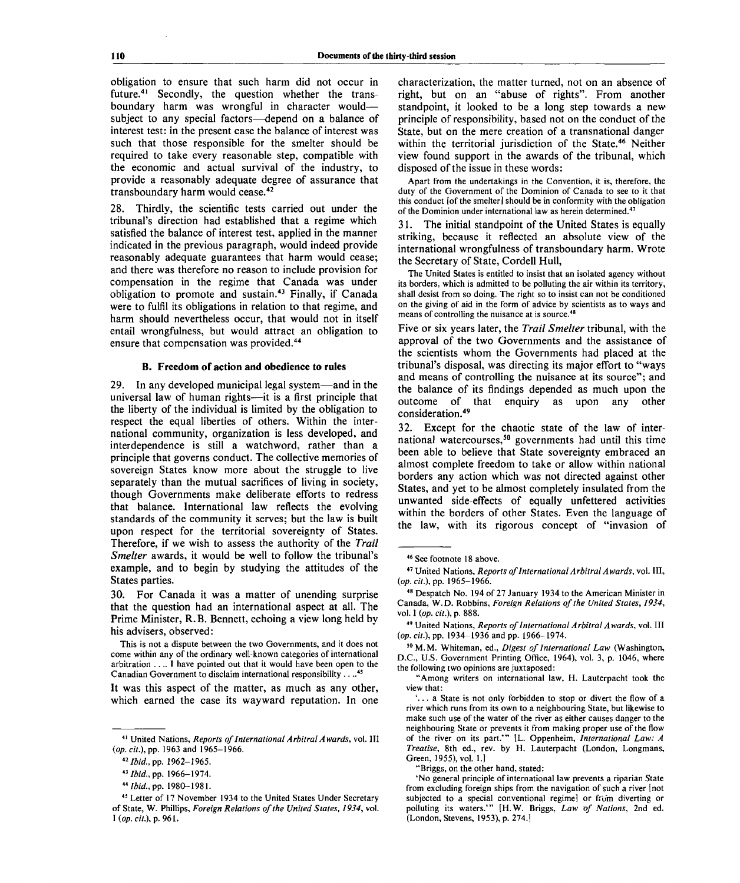obligation to ensure that such harm did not occur in future.[41] Secondly, the question whether the transboundary harm was wrongful in character would—subject to any special factors—depend on a balance of interest test: in the present case the balance of interest was such that those responsible for the smelter should be required to take every reasonable step, compatible with the economic and actual survival of the industry, to provide a reasonably adequate degree of assurance that transboundary harm would cease.[42]

28. Thirdly, the scientific tests carried out under the tribunal's direction had established that a regime which satisfied the balance of interest test, applied in the manner indicated in the previous paragraph, would indeed provide reasonably adequate guarantees that harm would cease; and there was therefore no reason to include provision for compensation in the regime that Canada was under obligation to promote and sustain.[43] Finally, if Canada were to fulfil its obligations in relation to that regime, and harm should nevertheless occur, that would not in itself entail wrongfulness, but would attract an obligation to ensure that compensation was provided.[44]

### B. Freedom of action and obedience to rules

29. In any developed municipal legal system—and in the universal law of human rights—it is a first principle that the liberty of the individual is limited by the obligation to respect the equal liberties of others. Within the international community, organization is less developed, and interdependence is still a watchword, rather than a principle that governs conduct. The collective memories of sovereign States know more about the struggle to live separately than the mutual sacrifices of living in society, though Governments make deliberate efforts to redress that balance. International law reflects the evolving standards of the community it serves; but the law is built upon respect for the territorial sovereignty of States. Therefore, if we wish to assess the authority of the *Trail Smelter* awards, it would be well to follow the tribunal's example, and to begin by studying the attitudes of the States parties.

30. For Canada it was a matter of unending surprise that the question had an international aspect at all. The Prime Minister, R. B. Bennett, echoing a view long held by his advisers, observed:

> This is not a dispute between the two Governments, and it does not come within any of the ordinary well-known categories of international arbitration .... I have pointed out that it would have been open to the Canadian Government to disclaim international responsibility ....[45]

It was this aspect of the matter, as much as any other, which earned the case its wayward reputation. In one characterization, the matter turned, not on an absence of right, but on an "abuse of rights". From another standpoint, it looked to be a long step towards a new principle of responsibility, based not on the conduct of the State, but on the mere creation of a transnational danger within the territorial jurisdiction of the State.[46] Neither view found support in the awards of the tribunal, which disposed of the issue in these words:

> Apart from the undertakings in the Convention, it is, therefore, the duty of the Government of the Dominion of Canada to see to it that this conduct [of the smelter] should be in conformity with the obligation of the Dominion under international law as herein determined.[47]

31. The initial standpoint of the United States is equally striking, because it reflected an absolute view of the international wrongfulness of transboundary harm. Wrote the Secretary of State, Cordell Hull,

> The United States is entitled to insist that an isolated agency without its borders, which is admitted to be polluting the air within its territory, shall desist from so doing. The right so to insist can not be conditioned on the giving of aid in the form of advice by scientists as to ways and means of controlling the nuisance at its source.[48]

Five or six years later, the *Trail Smelter* tribunal, with the approval of the two Governments and the assistance of the scientists whom the Governments had placed at the tribunal's disposal, was directing its major effort to "ways and means of controlling the nuisance at its source"; and the balance of its findings depended as much upon the outcome of that enquiry as upon any other consideration.[49]

32. Except for the chaotic state of the law of international watercourses,[50] governments had until this time been able to believe that State sovereignty embraced an almost complete freedom to take or allow within national borders any action which was not directed against other States, and yet to be almost completely insulated from the unwanted side-effects of equally unfettered activities within the borders of other States. Even the language of the law, with its rigorous concept of "invasion of

---

[41] United Nations, *Reports of International Arbitral Awards*, vol. III (*op. cit.*), pp. 1963 and 1965–1966.

[42] *Ibid.*, pp. 1962–1965.

[43] *Ibid.*, pp. 1966–1974.

[44] *Ibid.*, pp. 1980–1981.

[45] Letter of 17 November 1934 to the United States Under Secretary of State, W. Phillips, *Foreign Relations of the United States, 1934*, vol. I (*op. cit.*), p. 961.

[46] See footnote 18 above.

[47] United Nations, *Reports of International Arbitral Awards*, vol. III, (*op. cit.*), pp. 1965–1966.

[48] Despatch No. 194 of 27 January 1934 to the American Minister in Canada, W. D. Robbins, *Foreign Relations of the United States, 1934*, vol. I (*op. cit.*), p. 888.

[49] United Nations, *Reports of International Arbitral Awards*, vol. III (*op. cit.*), pp. 1934–1936 and pp. 1966–1974.

[50] M. M. Whiteman, ed., *Digest of International Law* (Washington, D.C., U.S. Government Printing Office, 1964), vol. 3, p. 1046, where the following two opinions are juxtaposed:

"Among writers on international law, H. Lauterpacht took the view that:

'... a State is not only forbidden to stop or divert the flow of a river which runs from its own to a neighbouring State, but likewise to make such use of the water of the river as either causes danger to the neighbouring State or prevents it from making proper use of the flow of the river on its part.'" [L. Oppenheim, *International Law: A Treatise*, 8th ed., rev. by H. Lauterpacht (London, Longmans, Green, 1955), vol. I.]

"Briggs, on the other hand, stated:

'No general principle of international law prevents a riparian State from excluding foreign ships from the navigation of such a river [not subjected to a special conventional regime] or from diverting or polluting its waters.'" [H. W. Briggs, *Law of Nations*, 2nd ed. (London, Stevens, 1953), p. 274.]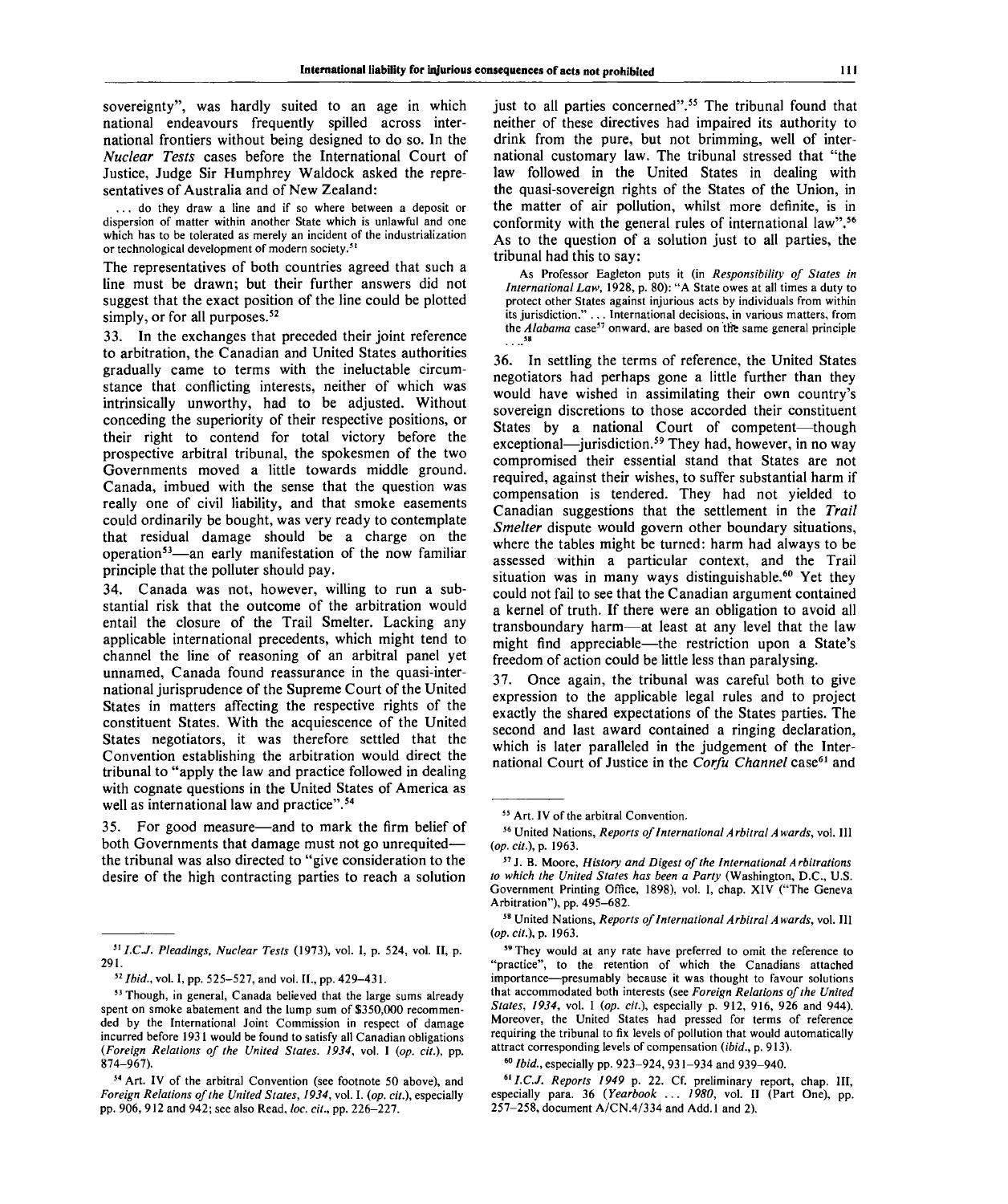sovereignty", was hardly suited to an age in which national endeavours frequently spilled across international frontiers without being designed to do so. In the *Nuclear Tests* cases before the International Court of Justice, Judge Sir Humphrey Waldock asked the representatives of Australia and of New Zealand:

> ... do they draw a line and if so where between a deposit or dispersion of matter within another State which is unlawful and one which has to be tolerated as merely an incident of the industrialization or technological development of modern society.[51]

The representatives of both countries agreed that such a line must be drawn; but their further answers did not suggest that the exact position of the line could be plotted simply, or for all purposes.[52]

33. In the exchanges that preceded their joint reference to arbitration, the Canadian and United States authorities gradually came to terms with the ineluctable circumstance that conflicting interests, neither of which was intrinsically unworthy, had to be adjusted. Without conceding the superiority of their respective positions, or their right to contend for total victory before the prospective arbitral tribunal, the spokesmen of the two Governments moved a little towards middle ground. Canada, imbued with the sense that the question was really one of civil liability, and that smoke easements could ordinarily be bought, was very ready to contemplate that residual damage should be a charge on the operation[53]—an early manifestation of the now familiar principle that the polluter should pay.

34. Canada was not, however, willing to run a substantial risk that the outcome of the arbitration would entail the closure of the Trail Smelter. Lacking any applicable international precedents, which might tend to channel the line of reasoning of an arbitral panel yet unnamed, Canada found reassurance in the quasi-international jurisprudence of the Supreme Court of the United States in matters affecting the respective rights of the constituent States. With the acquiescence of the United States negotiators, it was therefore settled that the Convention establishing the arbitration would direct the tribunal to "apply the law and practice followed in dealing with cognate questions in the United States of America as well as international law and practice".[54]

35. For good measure—and to mark the firm belief of both Governments that damage must not go unrequited—the tribunal was also directed to "give consideration to the desire of the high contracting parties to reach a solution just to all parties concerned".[55] The tribunal found that neither of these directives had impaired its authority to drink from the pure, but not brimming, well of international customary law. The tribunal stressed that "the law followed in the United States in dealing with the quasi-sovereign rights of the States of the Union, in the matter of air pollution, whilst more definite, is in conformity with the general rules of international law".[56] As to the question of a solution just to all parties, the tribunal had this to say:

> As Professor Eagleton puts it (in *Responsibility of States in International Law*, 1928, p. 80): "A State owes at all times a duty to protect other States against injurious acts by individuals from within its jurisdiction." ... International decisions, in various matters, from the *Alabama* case[57] onward, are based on the same general principle ...[58]

36. In settling the terms of reference, the United States negotiators had perhaps gone a little further than they would have wished in assimilating their own country's sovereign discretions to those accorded their constituent States by a national Court of competent—though exceptional—jurisdiction.[59] They had, however, in no way compromised their essential stand that States are not required, against their wishes, to suffer substantial harm if compensation is tendered. They had not yielded to Canadian suggestions that the settlement in the *Trail Smelter* dispute would govern other boundary situations, where the tables might be turned: harm had always to be assessed within a particular context, and the Trail situation was in many ways distinguishable.[60] Yet they could not fail to see that the Canadian argument contained a kernel of truth. If there were an obligation to avoid all transboundary harm—at least at any level that the law might find appreciable—the restriction upon a State's freedom of action could be little less than paralysing.

37. Once again, the tribunal was careful both to give expression to the applicable legal rules and to project exactly the shared expectations of the States parties. The second and last award contained a ringing declaration, which is later paralleled in the judgement of the International Court of Justice in the *Corfu Channel* case[61] and

---

[51] *I.C.J. Pleadings, Nuclear Tests* (1973), vol. I, p. 524, vol. II, p. 291.

[52] *Ibid.*, vol. I, pp. 525–527, and vol. II., pp. 429–431.

[53] Though, in general, Canada believed that the large sums already spent on smoke abatement and the lump sum of $350,000 recommended by the International Joint Commission in respect of damage incurred before 1931 would be found to satisfy all Canadian obligations (*Foreign Relations of the United States. 1934*, vol. I (*op. cit.*), pp. 874–967).

[54] Art. IV of the arbitral Convention (see footnote 50 above), and *Foreign Relations of the United States, 1934*, vol. I. (*op. cit.*), especially pp. 906, 912 and 942; see also Read, *loc. cit.*, pp. 226–227.

[55] Art. IV of the arbitral Convention.

[56] United Nations, *Reports of International Arbitral Awards*, vol. III (*op. cit.*), p. 1963.

[57] J. B. Moore, *History and Digest of the International Arbitrations to which the United States has been a Party* (Washington, D.C., U.S. Government Printing Office, 1898), vol. I, chap. XIV ("The Geneva Arbitration"), pp. 495–682.

[58] United Nations, *Reports of International Arbitral Awards*, vol. III (*op. cit.*), p. 1963.

[59] They would at any rate have preferred to omit the reference to "practice", to the retention of which the Canadians attached importance—presumably because it was thought to favour solutions that accommodated both interests (see *Foreign Relations of the United States, 1934*, vol. I (*op. cit.*), especially p. 912, 916, 926 and 944). Moreover, the United States had pressed for terms of reference requiring the tribunal to fix levels of pollution that would automatically attract corresponding levels of compensation (*ibid.*, p. 913).

[60] *Ibid.*, especially pp. 923–924, 931–934 and 939–940.

[61] *I.C.J. Reports 1949* p. 22. Cf. preliminary report, chap. III, especially para. 36 (*Yearbook ... 1980*, vol. II (Part One), pp. 257–258, document A/CN.4/334 and Add.1 and 2).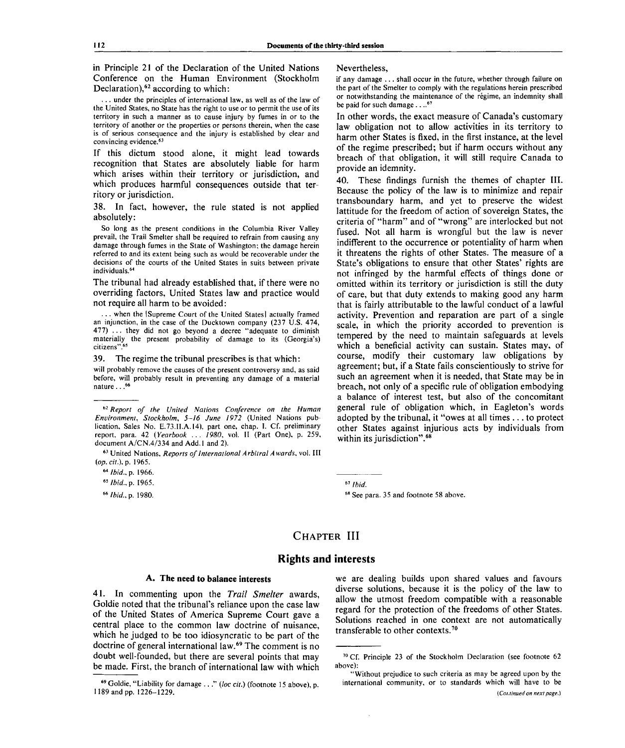in Principle 21 of the Declaration of the United Nations Conference on the Human Environment (Stockholm Declaration),[62] according to which:

> ... under the principles of international law, as well as of the law of the United States, no State has the right to use or to permit the use of its territory in such a manner as to cause injury by fumes in or to the territory of another or the properties or persons therein, when the case is of serious consequence and the injury is established by clear and convincing evidence.[63]

If this dictum stood alone, it might lead towards recognition that States are absolutely liable for harm which arises within their territory or jurisdiction, and which produces harmful consequences outside that territory or jurisdiction.

38. In fact, however, the rule stated is not applied absolutely:

> So long as the present conditions in the Columbia River Valley prevail, the Trail Smelter shall be required to refrain from causing any damage through fumes in the State of Washington; the damage herein referred to and its extent being such as would be recoverable under the decisions of the courts of the United States in suits between private individuals.[64]

The tribunal had already established that, if there were no overriding factors, United States law and practice would not require all harm to be avoided:

> ... when the [Supreme Court of the United States] actually framed an injunction, in the case of the Ducktown company (237 U.S. 474, 477) ... they did not go beyond a decree "adequate to diminish materially the present probability of damage to its (Georgia's) citizens".[65]

39. The regime the tribunal prescribes is that which:

> will probably remove the causes of the present controversy and, as said before, will probably result in preventing any damage of a material nature...[66]

Nevertheless,

> if any damage ... shall occur in the future, whether through failure on the part of the Smelter to comply with the regulations herein prescribed or notwithstanding the maintenance of the régime, an indemnity shall be paid for such damage....[67]

In other words, the exact measure of Canada's customary law obligation not to allow activities in its territory to harm other States is fixed, in the first instance, at the level of the regime prescribed; but if harm occurs without any breach of that obligation, it will still require Canada to provide an idemnity.

40. These findings furnish the themes of chapter III. Because the policy of the law is to minimize and repair transboundary harm, and yet to preserve the widest lattitude for the freedom of action of sovereign States, the criteria of "harm" and of "wrong" are interlocked but not fused. Not all harm is wrongful but the law is never indifferent to the occurrence or potentiality of harm when it threatens the rights of other States. The measure of a State's obligations to ensure that other States' rights are not infringed by the harmful effects of things done or omitted within its territory or jurisdiction is still the duty of care, but that duty extends to making good any harm that is fairly attributable to the lawful conduct of a lawful activity. Prevention and reparation are part of a single scale, in which the priority accorded to prevention is tempered by the need to maintain safeguards at levels which a beneficial activity can sustain. States may, of course, modify their customary law obligations by agreement; but, if a State fails conscientiously to strive for such an agreement when it is needed, that State may be in breach, not only of a specific rule of obligation embodying a balance of interest test, but also of the concomitant general rule of obligation which, in Eagleton's words adopted by the tribunal, it "owes at all times ... to protect other States against injurious acts by individuals from within its jurisdiction".[68]

---

[62] *Report of the United Nations Conference on the Human Environment, Stockholm, 5–16 June 1972* (United Nations publication, Sales No. E.73.II.A.14), part one, chap. I. Cf. preliminary report, para. 42 (*Yearbook ... 1980*, vol. II (Part One), p. 259, document A/CN.4/334 and Add.1 and 2).

[63] United Nations, *Reports of International Arbitral Awards*, vol. III (*op. cit.*), p. 1965.

[64] *Ibid.*, p. 1966.

[65] *Ibid.*, p. 1965.

[66] *Ibid.*, p. 1980.

[67] *Ibid.*

[68] See para. 35 and footnote 58 above.

## CHAPTER III

## Rights and interests

### A. The need to balance interests

41. In commenting upon the *Trail Smelter* awards, Goldie noted that the tribunal's reliance upon the case law of the United States of America Supreme Court gave a central place to the common law doctrine of nuisance, which he judged to be too idiosyncratic to be part of the doctrine of general international law.[69] The comment is no doubt well-founded, but there are several points that may be made. First, the branch of international law with which we are dealing builds upon shared values and favours diverse solutions, because it is the policy of the law to allow the utmost freedom compatible with a reasonable regard for the protection of the freedoms of other States. Solutions reached in one context are not automatically transferable to other contexts.[70]

---

[69] Goldie, "Liability for damage ..." (*loc cit.*) (footnote 15 above), p. 1189 and pp. 1226–1229.

[70] Cf. Principle 23 of the Stockholm Declaration (see footnote 62 above):

"Without prejudice to such criteria as may be agreed upon by the international community, or to standards which will have to be

(*Continued on next page.*)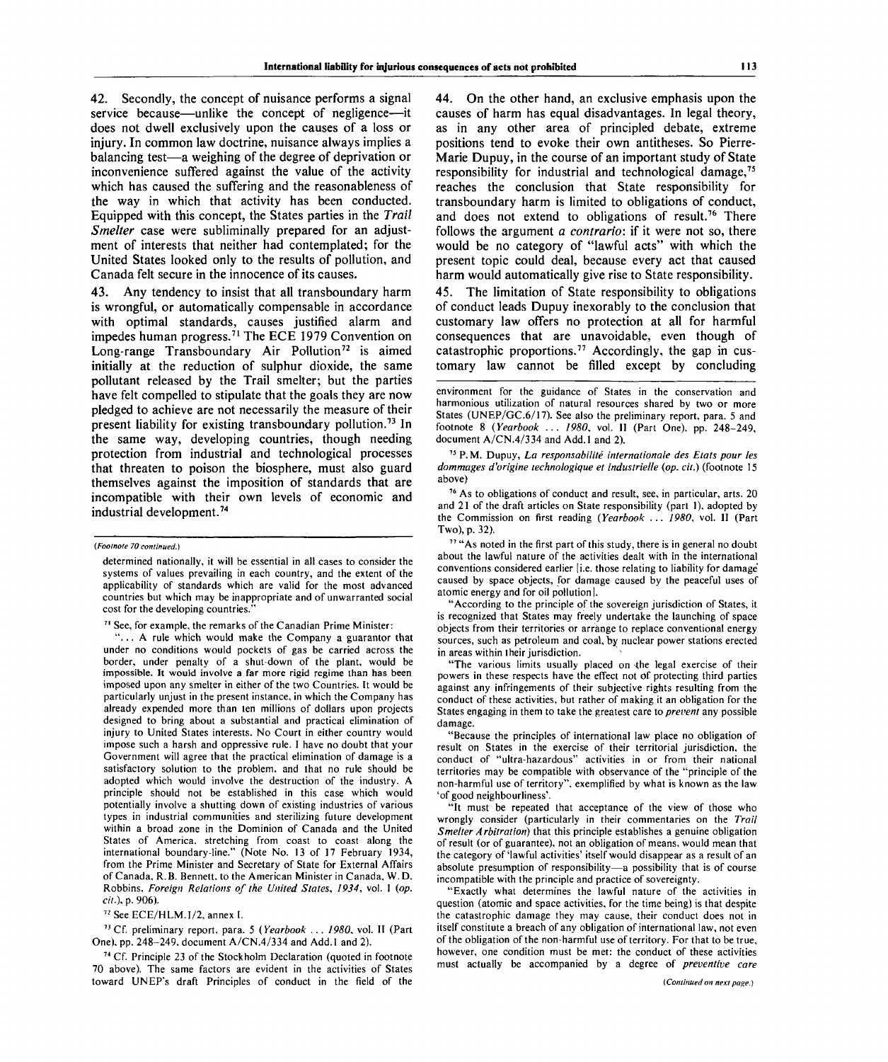42. Secondly, the concept of nuisance performs a signal service because—unlike the concept of negligence—it does not dwell exclusively upon the causes of a loss or injury. In common law doctrine, nuisance always implies a balancing test—a weighing of the degree of deprivation or inconvenience suffered against the value of the activity which has caused the suffering and the reasonableness of the way in which that activity has been conducted. Equipped with this concept, the States parties in the *Trail Smelter* case were subliminally prepared for an adjustment of interests that neither had contemplated; for the United States looked only to the results of pollution, and Canada felt secure in the innocence of its causes.

43. Any tendency to insist that all transboundary harm is wrongful, or automatically compensable in accordance with optimal standards, causes justified alarm and impedes human progress.[71] The ECE 1979 Convention on Long-range Transboundary Air Pollution[72] is aimed initially at the reduction of sulphur dioxide, the same pollutant released by the Trail smelter; but the parties have felt compelled to stipulate that the goals they are now pledged to achieve are not necessarily the measure of their present liability for existing transboundary pollution.[73] In the same way, developing countries, though needing protection from industrial and technological processes that threaten to poison the biosphere, must also guard themselves against the imposition of standards that are incompatible with their own levels of economic and industrial development.[74]

44. On the other hand, an exclusive emphasis upon the causes of harm has equal disadvantages. In legal theory, as in any other area of principled debate, extreme positions tend to evoke their own antitheses. So Pierre-Marie Dupuy, in the course of an important study of State responsibility for industrial and technological damage,[75] reaches the conclusion that State responsibility for transboundary harm is limited to obligations of conduct, and does not extend to obligations of result.[76] There follows the argument *a contrario*: if it were not so, there would be no category of "lawful acts" with which the present topic could deal, because every act that caused harm would automatically give rise to State responsibility.

45. The limitation of State responsibility to obligations of conduct leads Dupuy inexorably to the conclusion that customary law offers no protection at all for harmful consequences that are unavoidable, even though of catastrophic proportions.[77] Accordingly, the gap in customary law cannot be filled except by concluding

---

*(Footnote 70 continued.)*

determined nationally, it will be essential in all cases to consider the systems of values prevailing in each country, and the extent of the applicability of standards which are valid for the most advanced countries but which may be inappropriate and of unwarranted social cost for the developing countries."

[71] See, for example, the remarks of the Canadian Prime Minister:

"... A rule which would make the Company a guarantor that under no conditions would pockets of gas be carried across the border, under penalty of a shut-down of the plant, would be impossible. It would involve a far more rigid regime than has been imposed upon any smelter in either of the two Countries. It would be particularly unjust in the present instance, in which the Company has already expended more than ten millions of dollars upon projects designed to bring about a substantial and practical elimination of injury to United States interests. No Court in either country would impose such a harsh and oppressive rule. I have no doubt that your Government will agree that the practical elimination of damage is a satisfactory solution to the problem, and that no rule should be adopted which would involve the destruction of the industry. A principle should not be established in this case which would potentially involve a shutting down of existing industries of various types in industrial communities and sterilizing future development within a broad zone in the Dominion of Canada and the United States of America, stretching from coast to coast along the international boundary-line." (Note No. 13 of 17 February 1934, from the Prime Minister and Secretary of State for External Relations of Canada, R.B. Bennett, to the American Minister in Canada, W.D. Robbins, *Foreign Relations of the United States, 1934*, vol. I (*op. cit.*), p. 906).

[72] See ECE/HLM.1/2, annex I.

[73] Cf. preliminary report, para. 5 (*Yearbook ... 1980*, vol. II (Part One), pp. 248-249, document A/CN.4/334 and Add.1 and 2).

[74] Cf. Principle 23 of the Stockholm Declaration (quoted in footnote 70 above). The same factors are evident in the activities of States toward UNEP's draft Principles of conduct in the field of the environment for the guidance of States in the conservation and harmonious utilization of natural resources shared by two or more States (UNEP/GC.6/17). See also the preliminary report, para. 5 and footnote 8 (*Yearbook ... 1980*, vol. II (Part One), pp. 248-249, document A/CN.4/334 and Add.1 and 2).

[75] P.M. Dupuy, *La responsabilité internationale des Etats pour les dommages d'origine technologique et industrielle* (*op. cit.*) (footnote 15 above)

[76] As to obligations of conduct and result, see, in particular, arts. 20 and 21 of the draft articles on State responsibility (part 1), adopted by the Commission on first reading (*Yearbook ... 1980*, vol. II (Part Two), p. 32).

[77] "As noted in the first part of this study, there is in general no doubt about the lawful nature of the activities dealt with in the international conventions considered earlier [i.e. those relating to liability for damage caused by space objects, for damage caused by the peaceful uses of atomic energy and for oil pollution].

"According to the principle of the sovereign jurisdiction of States, it is recognized that States may freely undertake the launching of space objects from their territories or arrange to replace conventional energy sources, such as petroleum and coal, by nuclear power stations erected in areas within their jurisdiction.

"The various limits usually placed on the legal exercise of their powers in these respects have the effect not of protecting third parties against any infringements of their subjective rights resulting from the conduct of these activities, but rather of making it an obligation for the States engaging in them to take the greatest care to *prevent* any possible damage.

"Because the principles of international law place no obligation of result on States in the exercise of their territorial jurisdiction, the conduct of "ultra-hazardous" activities in or from their national territories may be compatible with observance of the "principle of the non-harmful use of territory", exemplified by what is known as the law 'of good neighbourliness'.

"It must be repeated that acceptance of the view of those who wrongly consider (particularly in their commentaries on the *Trail Smelter Arbitration*) that this principle establishes a genuine obligation of result (or of guarantee), not an obligation of means, would mean that the category of 'lawful activities' itself would disappear as a result of an absolute presumption of responsibility—a possibility that is of course incompatible with the principle and practice of sovereignty.

"Exactly what determines the lawful nature of the activities in question (atomic and space activities, for the time being) is that despite the catastrophic damage they may cause, their conduct does not in itself constitute a breach of any obligation of international law, not even of the obligation of the non-harmful use of territory. For that to be true, however, one condition must be met: the conduct of these activities must actually be accompanied by a degree of *preventive care*

*(Continued on next page.)*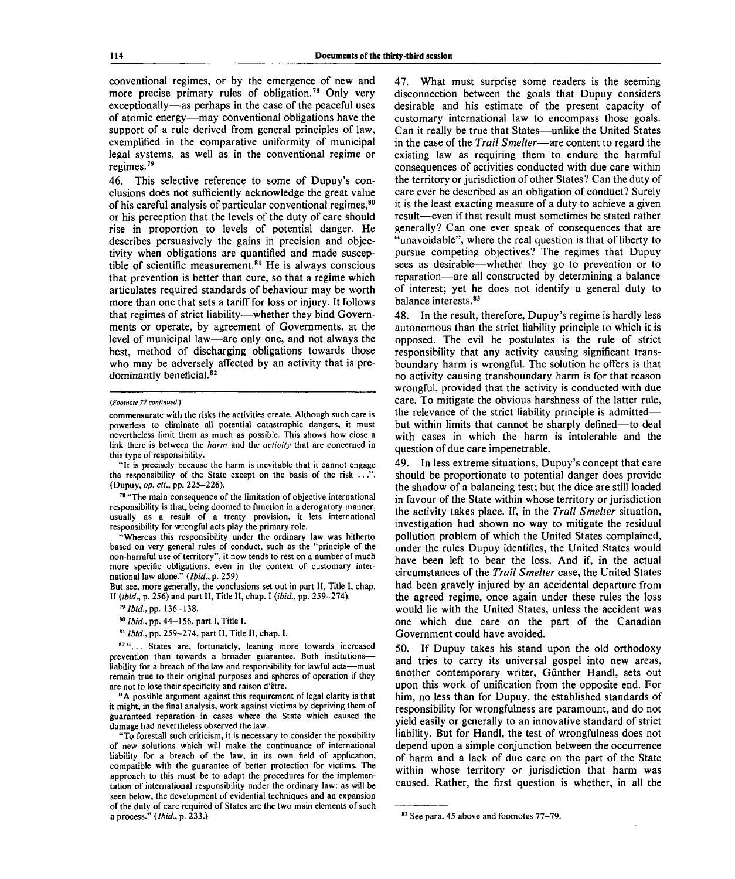conventional regimes, or by the emergence of new and more precise primary rules of obligation.[78] Only very exceptionally—as perhaps in the case of the peaceful uses of atomic energy—may conventional obligations have the support of a rule derived from general principles of law, exemplified in the comparative uniformity of municipal legal systems, as well as in the conventional regime or regimes.[79]

46. This selective reference to some of Dupuy's conclusions does not sufficiently acknowledge the great value of his careful analysis of particular conventional regimes,[80] or his perception that the levels of the duty of care should rise in proportion to levels of potential danger. He describes persuasively the gains in precision and objectivity when obligations are quantified and made susceptible of scientific measurement.[81] He is always conscious that prevention is better than cure, so that a regime which articulates required standards of behaviour may be worth more than one that sets a tariff for loss or injury. It follows that regimes of strict liability—whether they bind Governments or operate, by agreement of Governments, at the level of municipal law—are only one, and not always the best, method of discharging obligations towards those who may be adversely affected by an activity that is predominantly beneficial.[82]

47. What must surprise some readers is the seeming disconnection between the goals that Dupuy considers desirable and his estimate of the present capacity of customary international law to encompass those goals. Can it really be true that States—unlike the United States in the case of the *Trail Smelter*—are content to regard the existing law as requiring them to endure the harmful consequences of activities conducted with due care within the territory or jurisdiction of other States? Can the duty of care ever be described as an obligation of conduct? Surely it is the least exacting measure of a duty to achieve a given result—even if that result must sometimes be stated rather generally? Can one ever speak of consequences that are "unavoidable", where the real question is that of liberty to pursue competing objectives? The regimes that Dupuy sees as desirable—whether they go to prevention or to reparation—are all constructed by determining a balance of interest; yet he does not identify a general duty to balance interests.[83]

48. In the result, therefore, Dupuy's regime is hardly less autonomous than the strict liability principle to which it is opposed. The evil he postulates is the rule of strict responsibility that any activity causing significant transboundary harm is wrongful. The solution he offers is that no activity causing transboundary harm is for that reason wrongful, provided that the activity is conducted with due care. To mitigate the obvious harshness of the latter rule, the relevance of the strict liability principle is admitted—but within limits that cannot be sharply defined—to deal with cases in which the harm is intolerable and the question of due care impenetrable.

49. In less extreme situations, Dupuy's concept that care should be proportionate to potential danger does provide the shadow of a balancing test; but the dice are still loaded in favour of the State within whose territory or jurisdiction the activity takes place. If, in the *Trail Smelter* situation, investigation had shown no way to mitigate the residual pollution problem of which the United States complained, under the rules Dupuy identifies, the United States would have been left to bear the loss. And if, in the actual circumstances of the *Trail Smelter* case, the United States had been gravely injured by an accidental departure from the agreed regime, once again under these rules the loss would lie with the United States, unless the accident was one which due care on the part of the Canadian Government could have avoided.

50. If Dupuy takes his stand upon the old orthodoxy and tries to carry its universal gospel into new areas, another contemporary writer, Günther Handl, sets out upon this work of unification from the opposite end. For him, no less than for Dupuy, the established standards of responsibility for wrongfulness are paramount, and do not yield easily or generally to an innovative standard of strict liability. But for Handl, the test of wrongfulness does not depend upon a simple conjunction between the occurrence of harm and a lack of due care on the part of the State within whose territory or jurisdiction that harm was caused. Rather, the first question is whether, in all the

---

*(Footnote 77 continued.)*

commensurate with the risks the activities create. Although such care is powerless to eliminate all potential catastrophic dangers, it must nevertheless limit them as much as possible. This shows how close a link there is between the *harm* and the *activity* that are concerned in this type of responsibility.

"It is precisely because the harm is inevitable that it cannot engage the responsibility of the State except on the basis of the risk ...". (Dupuy, *op. cit.*, pp. 225–226).

[78] "The main consequence of the limitation of objective international responsibility is that, being doomed to function in a derogatory manner, usually as a result of a treaty provision, it lets international responsibility for wrongful acts play the primary role.

"Whereas this responsibility under the ordinary law was hitherto based on very general rules of conduct, such as the "principle of the non-harmful use of territory", it now tends to rest on a number of much more specific obligations, even in the context of customary international law alone." (*Ibid.*, p. 259)

But see, more generally, the conclusions set out in part II, Title I, chap. II (*ibid.*, p. 256) and part II, Title II, chap. I (*ibid.*, pp. 259–274).

[79] *Ibid.*, pp. 136–138.

[80] *Ibid.*, pp. 44–156, part I, Title I.

[81] *Ibid.*, pp. 259–274, part II, Title II, chap. I.

[82] "... States are, fortunately, leaning more towards increased prevention than towards a broader guarantee. Both institutions—liability for a breach of the law and responsibility for lawful acts—must remain true to their original purposes and spheres of operation if they are not to lose their specificity and raison d'être.

"A possible argument against this requirement of legal clarity is that it might, in the final analysis, work against victims by depriving them of guaranteed reparation in cases where the State which caused the damage had nevertheless observed the law.

"To forestall such criticism, it is necessary to consider the possibility of new solutions which will make the continuance of international liability for a breach of the law, in its own field of application, compatible with the guarantee of better protection for victims. The approach to this must be to adapt the procedures for the implementation of international responsibility under the ordinary law: as will be seen below, the development of evidential techniques and an expansion of the duty of care required of States are the two main elements of such a process." (*Ibid.*, p. 233.)

[83] See para. 45 above and footnotes 77–79.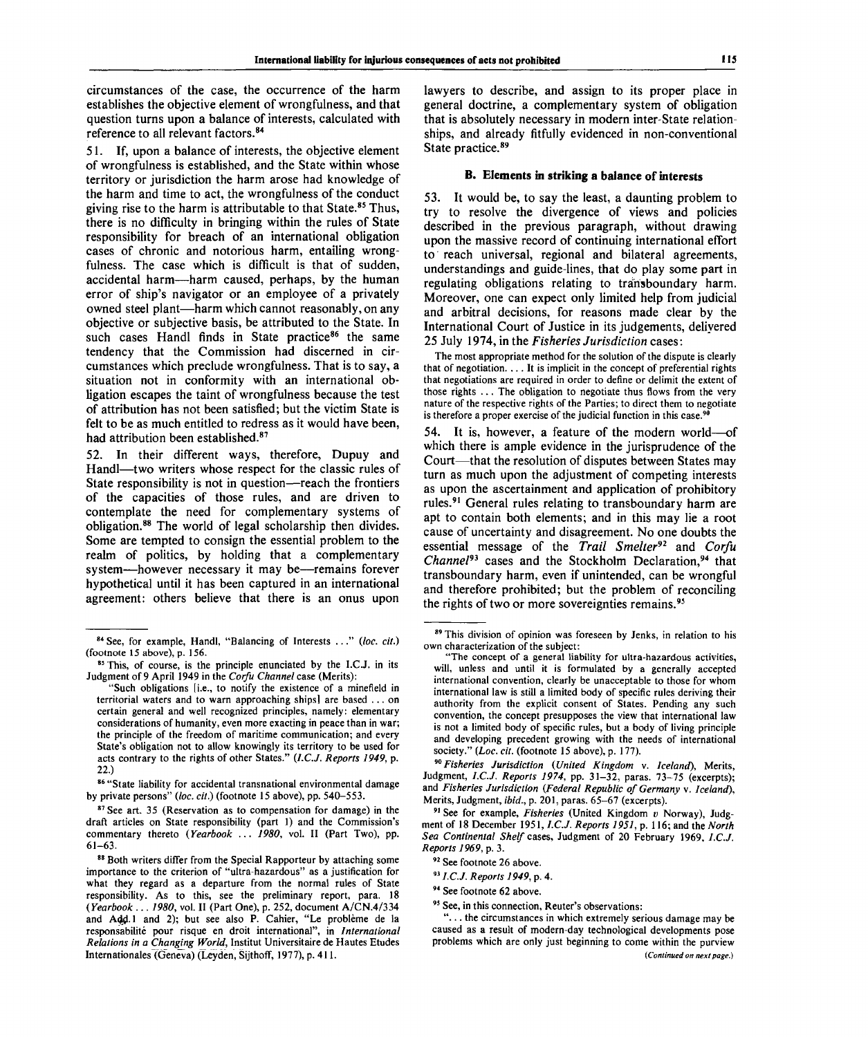circumstances of the case, the occurrence of the harm establishes the objective element of wrongfulness, and that question turns upon a balance of interests, calculated with reference to all relevant factors.[84]

51. If, upon a balance of interests, the objective element of wrongfulness is established, and the State within whose territory or jurisdiction the harm arose had knowledge of the harm and time to act, the wrongfulness of the conduct giving rise to the harm is attributable to that State.[85] Thus, there is no difficulty in bringing within the rules of State responsibility for breach of an international obligation cases of chronic and notorious harm, entailing wrongfulness. The case which is difficult is that of sudden, accidental harm—harm caused, perhaps, by the human error of ship's navigator or an employee of a privately owned steel plant—harm which cannot reasonably, on any objective or subjective basis, be attributed to the State. In such cases Handl finds in State practice[86] the same tendency that the Commission had discerned in circumstances which preclude wrongfulness. That is to say, a situation not in conformity with an international obligation escapes the taint of wrongfulness because the test of attribution has not been satisfied; but the victim State is felt to be as much entitled to redress as it would have been, had attribution been established.[87]

52. In their different ways, therefore, Dupuy and Handl—two writers whose respect for the classic rules of State responsibility is not in question—reach the frontiers of the capacities of those rules, and are driven to contemplate the need for complementary systems of obligation.[88] The world of legal scholarship then divides. Some are tempted to consign the essential problem to the realm of politics, by holding that a complementary system—however necessary it may be—remains forever hypothetical until it has been captured in an international agreement: others believe that there is an onus upon lawyers to describe, and assign to its proper place in general doctrine, a complementary system of obligation that is absolutely necessary in modern inter-State relationships, and already fitfully evidenced in non-conventional State practice.[89]

### B. Elements in striking a balance of interests

53. It would be, to say the least, a daunting problem to try to resolve the divergence of views and policies described in the previous paragraph, without drawing upon the massive record of continuing international effort to reach universal, regional and bilateral agreements, understandings and guide-lines, that do play some part in regulating obligations relating to transboundary harm. Moreover, one can expect only limited help from judicial and arbitral decisions, for reasons made clear by the International Court of Justice in its judgements, delivered 25 July 1974, in the *Fisheries Jurisdiction* cases:

> The most appropriate method for the solution of the dispute is clearly that of negotiation. ... It is implicit in the concept of preferential rights that negotiations are required in order to define or delimit the extent of those rights ... The obligation to negotiate thus flows from the very nature of the respective rights of the Parties; to direct them to negotiate is therefore a proper exercise of the judicial function in this case.[90]

54. It is, however, a feature of the modern world—of which there is ample evidence in the jurisprudence of the Court—that the resolution of disputes between States may turn as much upon the adjustment of competing interests as upon the ascertainment and application of prohibitory rules.[91] General rules relating to transboundary harm are apt to contain both elements; and in this may lie a root cause of uncertainty and disagreement. No one doubts the essential message of the *Trail Smelter*[92] and *Corfu Channel*[93] cases and the Stockholm Declaration,[94] that transboundary harm, even if unintended, can be wrongful and therefore prohibited; but the problem of reconciling the rights of two or more sovereignties remains.[95]

---

[84] See, for example, Handl, "Balancing of Interests ..." (*loc. cit.*) (footnote 15 above), p. 156.

[85] This, of course, is the principle enunciated by the I.C.J. in its Judgment of 9 April 1949 in the *Corfu Channel* case (Merits):

"Such obligations [i.e., to notify the existence of a minefield in territorial waters and to warn approaching ships] are based ... on certain general and well recognized principles, namely: elementary considerations of humanity, even more exacting in peace than in war; the principle of the freedom of maritime communication; and every State's obligation not to allow knowingly its territory to be used for acts contrary to the rights of other States." (*I.C.J. Reports 1949*, p. 22.)

[86] "State liability for accidental transnational environmental damage by private persons" (*loc. cit.*) (footnote 15 above), pp. 540–553.

[87] See art. 35 (Reservation as to compensation for damage) in the draft articles on State responsibility (part 1) and the Commission's commentary thereto (*Yearbook ... 1980*, vol. II (Part Two), pp. 61–63.

[88] Both writers differ from the Special Rapporteur by attaching some importance to the criterion of "ultra-hazardous" as a justification for what they regard as a departure from the normal rules of State responsibility. As to this, see the preliminary report, para. 18 (*Yearbook ... 1980*, vol. II (Part One), p. 252, document A/CN.4/334 and Add.1 and 2); but see also P. Cahier, "Le problème de la responsabilité pour risque en droit international", in *International Relations in a Changing World*, Institut Universitaire de Hautes Etudes Internationales (Geneva) (Leyden, Sijthoff, 1977), p. 411.

[89] This division of opinion was foreseen by Jenks, in relation to his own characterization of the subject:

"The concept of a general liability for ultra-hazardous activities, will, unless and until it is formulated by a generally accepted international convention, clearly be unacceptable to those for whom international law is still a limited body of specific rules deriving their authority from the explicit consent of States. Pending any such convention, the concept presupposes the view that international law is not a limited body of specific rules, but a body of living principle and developing precedent growing with the needs of international society." (*Loc. cit.* (footnote 15 above), p. 177).

[90] *Fisheries Jurisdiction* (*United Kingdom* v. *Iceland*), Merits, Judgment, *I.C.J. Reports 1974*, pp. 31–32, paras. 73–75 (excerpts); and *Fisheries Jurisdiction* (*Federal Republic of Germany* v. *Iceland*), Merits, Judgment, *ibid.*, p. 201, paras. 65–67 (excerpts).

[91] See for example, *Fisheries* (United Kingdom *v* Norway), Judgment of 18 December 1951, *I.C.J. Reports 1951*, p. 116; and the *North Sea Continental Shelf* cases, Judgment of 20 February 1969, *I.C.J. Reports 1969*, p. 3.

[92] See footnote 26 above.

[93] *I.C.J. Reports 1949*, p. 4.

[94] See footnote 62 above.

[95] See, in this connection, Reuter's observations:

"... the circumstances in which extremely serious damage may be caused as a result of modern-day technological developments pose problems which are only just beginning to come within the purview

(*Continued on next page.*)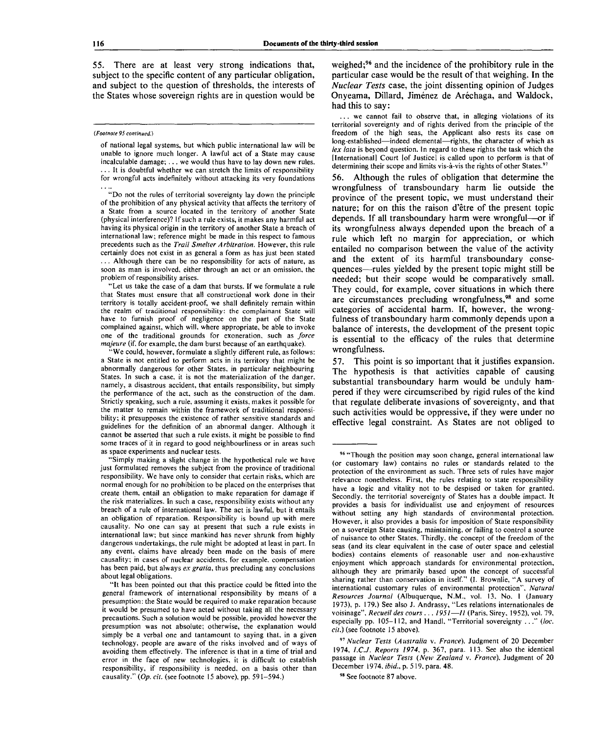55. There are at least very strong indications that, subject to the specific content of any particular obligation, and subject to the question of thresholds, the interests of the States whose sovereign rights are in question would be weighed;[96] and the incidence of the prohibitory rule in the particular case would be the result of that weighing. In the *Nuclear Tests* case, the joint dissenting opinion of Judges Onyeama, Dillard, Jiménez de Aréchaga, and Waldock, had this to say:

... we cannot fail to observe that, in alleging violations of its territorial sovereignty and of rights derived from the principle of the freedom of the high seas, the Applicant also rests its case on long-established—indeed elemental—rights, the character of which as *lex lata* is beyond question. In regard to these rights the task which the [International] Court [of Justice] is called upon to perform is that of determining their scope and limits vis-à-vis the rights of other States.[97]

56. Although the rules of obligation that determine the wrongfulness of transboundary harm lie outside the province of the present topic, we must understand their nature; for on this the raison d'être of the present topic depends. If all transboundary harm were wrongful—or if its wrongfulness always depended upon the breach of a rule which left no margin for appreciation, or which entailed no comparison between the value of the activity and the extent of its harmful transboundary consequences—rules yielded by the present topic might still be needed; but their scope would be comparatively small. They could, for example, cover situations in which there are circumstances precluding wrongfulness,[98] and some categories of accidental harm. If, however, the wrongfulness of transboundary harm commonly depends upon a balance of interests, the development of the present topic is essential to the efficacy of the rules that determine wrongfulness.

57. This point is so important that it justifies expansion. The hypothesis is that activities capable of causing substantial transboundary harm would be unduly hampered if they were circumscribed by rigid rules of the kind that regulate deliberate invasions of sovereignty, and that such activities would be oppressive, if they were under no effective legal constraint. As States are not obliged to

---

(*Footnote 95 continued.*)

of national legal systems, but which public international law will be unable to ignore much longer. A lawful act of a State may cause incalculable damage; ... we would thus have to lay down new rules. ... It is doubtful whether we can stretch the limits of responsibility for wrongful acts indefinitely without attacking its very foundations ....

"Do not the rules of territorial sovereignty lay down the principle of the prohibition of any physical activity that affects the territory of a State from a source located in the territory of another State (physical interference)? If such a rule exists, it makes any harmful act having its physical origin in the territory of another State a breach of international law; reference might be made in this respect to famous precedents such as the *Trail Smelter Arbitration*. However, this rule certainly does not exist in as general a form as has just been stated ... Although there can be no responsibility for acts of nature, as soon as man is involved, either through an act or an omission, the problem of responsibility arises.

"Let us take the case of a dam that bursts. If we formulate a rule that States must ensure that all constructional work done in their territory is totally accident-proof, we shall definitely remain within the realm of traditional responsibility: the complainant State will have to furnish proof of negligence on the part of the State complained against, which will, where appropriate, be able to invoke one of the traditional grounds for exoneration, such as *force majeure* (if, for example, the dam burst because of an earthquake).

"We could, however, formulate a slightly different rule, as follows: a State is not entitled to perform acts in its territory that might be abnormally dangerous for other States, in particular neighbouring States. In such a case, it is not the materialization of the danger, namely, a disastrous accident, that entails responsibility, but simply the performance of the act, such as the construction of the dam. Strictly speaking, such a rule, assuming it exists, makes it possible for the matter to remain within the framework of traditional responsibility; it presupposes the existence of rather sensitive standards and guidelines for the definition of an abnormal danger. Although it cannot be asserted that such a rule exists, it might be possible to find some traces of it in regard to good neighbourliness or in areas such as space experiments and nuclear tests.

"Simply making a slight change in the hypothetical rule we have just formulated removes the subject from the province of traditional responsibility. We have only to consider that certain risks, which are normal enough for no prohibition to be placed on the enterprises that create them, entail an obligation to make reparation for damage if the risk materializes. In such a case, responsibility exists without any breach of a rule of international law. The act is lawful, but it entails an obligation of reparation. Responsibility is bound up with mere causality. No one can say at present that such a rule exists in international law; but since mankind has never shrunk from highly dangerous undertakings, the rule might be adopted at least in part. In any event, claims have already been made on the basis of mere causality; in cases of nuclear accidents, for example, compensation has been paid, but always *ex gratia*, thus precluding any conclusions about legal obligations.

"It has been pointed out that this practice could be fitted into the general framework of international responsibility by means of a presumption: the State would be required to make reparation because it would be presumed to have acted without taking all the necessary precautions. Such a solution would be possible, provided however the presumption was not absolute; otherwise, the explanation would simply be a verbal one and tantamount to saying that, in a given technology, people are aware of the risks involved and of ways of avoiding them effectively. The inference is that in a time of trial and error in the face of new technologies, it is difficult to establish responsibility, if responsibility is needed, on a basis other than causality." (*Op. cit.* (see footnote 15 above), pp. 591–594.)

[96] "Though the position may soon change, general international law (or customary law) contains no rules or standards related to the protection of the environment as such. Three sets of rules have major relevance nonetheless. First, the rules relating to state responsibility have a logic and vitality not to be despised or taken for granted. Secondly, the territorial sovereignty of States has a double impact. It provides a basis for individualist use and enjoyment of resources without setting any high standards of environmental protection. However, it also provides a basis for imposition of State responsibility on a sovereign State causing, maintaining, or failing to control a source of nuisance to other States. Thirdly, the concept of the freedom of the seas (and its clear equivalent in the case of outer space and celestial bodies) contains elements of reasonable user and non-exhaustive enjoyment which approach standards for environmental protection, although they are primarily based upon the concept of successful sharing rather than conservation in itself." (I. Brownlie, "A survey of international customary rules of environmental protection", *Natural Resources Journal* (Albuquerque, N.M., vol. 13, No. 1 (January 1973), p. 179.) See also J. Andrassy, "Les relations internationales de voisinage", *Recueil des cours ... 1951—II* (Paris, Sirey, 1952), vol. 79, especially pp. 105–112, and Handl, "Territorial sovereignty ..." (*loc. cit.*) (see footnote 15 above).

[97] *Nuclear Tests (Australia* v. *France)*, Judgment of 20 December 1974, *I.C.J. Reports 1974*, p. 367, para. 113. See also the identical passage in *Nuclear Tests (New Zealand* v. *France)*, Judgment of 20 December 1974, *ibid.*, p. 519, para. 48.

[98] See footnote 87 above.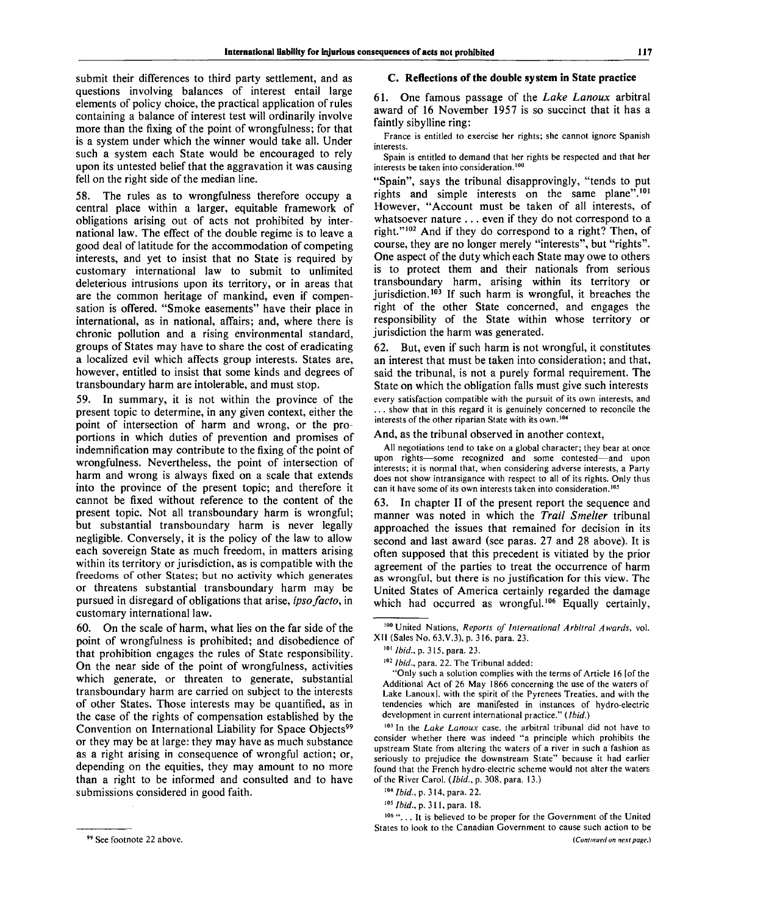submit their differences to third party settlement, and as questions involving balances of interest entail large elements of policy choice, the practical application of rules containing a balance of interest test will ordinarily involve more than the fixing of the point of wrongfulness; for that is a system under which the winner would take all. Under such a system each State would be encouraged to rely upon its untested belief that the aggravation it was causing fell on the right side of the median line.

58. The rules as to wrongfulness therefore occupy a central place within a larger, equitable framework of obligations arising out of acts not prohibited by international law. The effect of the double regime is to leave a good deal of latitude for the accommodation of competing interests, and yet to insist that no State is required by customary international law to submit to unlimited deleterious intrusions upon its territory, or in areas that are the common heritage of mankind, even if compensation is offered. "Smoke easements" have their place in international, as in national, affairs; and, where there is chronic pollution and a rising environmental standard, groups of States may have to share the cost of eradicating a localized evil which affects group interests. States are, however, entitled to insist that some kinds and degrees of transboundary harm are intolerable, and must stop.

59. In summary, it is not within the province of the present topic to determine, in any given context, either the point of intersection of harm and wrong, or the proportions in which duties of prevention and promises of indemnification may contribute to the fixing of the point of wrongfulness. Nevertheless, the point of intersection of harm and wrong is always fixed on a scale that extends into the province of the present topic; and therefore it cannot be fixed without reference to the content of the present topic. Not all transboundary harm is wrongful; but substantial transboundary harm is never legally negligible. Conversely, it is the policy of the law to allow each sovereign State as much freedom, in matters arising within its territory or jurisdiction, as is compatible with the freedoms of other States; but no activity which generates or threatens substantial transboundary harm may be pursued in disregard of obligations that arise, *ipso facto*, in customary international law.

60. On the scale of harm, what lies on the far side of the point of wrongfulness is prohibited; and disobedience of that prohibition engages the rules of State responsibility. On the near side of the point of wrongfulness, activities which generate, or threaten to generate, substantial transboundary harm are carried on subject to the interests of other States. Those interests may be quantified, as in the case of the rights of compensation established by the Convention on International Liability for Space Objects[99] or they may be at large: they may have as much substance as a right arising in consequence of wrongful action; or, depending on the equities, they may amount to no more than a right to be informed and consulted and to have submissions considered in good faith.

### C. Reflections of the double system in State practice

61. One famous passage of the *Lake Lanoux* arbitral award of 16 November 1957 is so succinct that it has a faintly sibylline ring:

> France is entitled to exercise her rights; she cannot ignore Spanish interests.
>
> Spain is entitled to demand that her rights be respected and that her interests be taken into consideration.[100]

"Spain", says the tribunal disapprovingly, "tends to put rights and simple interests on the same plane".[101] However, "Account must be taken of all interests, of whatsoever nature ... even if they do not correspond to a right."[102] And if they do correspond to a right? Then, of course, they are no longer merely "interests", but "rights". One aspect of the duty which each State may owe to others is to protect them and their nationals from serious transboundary harm, arising within its territory or jurisdiction.[103] If such harm is wrongful, it breaches the right of the other State concerned, and engages the responsibility of the State within whose territory or jurisdiction the harm was generated.

62. But, even if such harm is not wrongful, it constitutes an interest that must be taken into consideration; and that, said the tribunal, is not a purely formal requirement. The State on which the obligation falls must give such interests

> every satisfaction compatible with the pursuit of its own interests, and ... show that in this regard it is genuinely concerned to reconcile the interests of the other riparian State with its own.[104]

And, as the tribunal observed in another context,

> All negotiations tend to take on a global character; they bear at once upon rights—some recognized and some contested—and upon interests; it is normal that, when considering adverse interests, a Party does not show intransigance with respect to all of its rights. Only thus can it have some of its own interests taken into consideration.[105]

63. In chapter II of the present report the sequence and manner was noted in which the *Trail Smelter* tribunal approached the issues that remained for decision in its second and last award (see paras. 27 and 28 above). It is often supposed that this precedent is vitiated by the prior agreement of the parties to treat the occurrence of harm as wrongful, but there is no justification for this view. The United States of America certainly regarded the damage which had occurred as wrongful.[106] Equally certainly,

---

[99] See footnote 22 above.

[100] United Nations, *Reports of International Arbitral Awards*, vol. XII (Sales No. 63.V.3), p. 316, para. 23.

[101] *Ibid.*, p. 315, para. 23.

[102] *Ibid.*, para. 22. The Tribunal added:

"Only such a solution complies with the terms of Article 16 [of the Additional Act of 26 May 1866 concerning the use of the waters of Lake Lanoux], with the spirit of the Pyrenees Treaties, and with the tendencies which are manifested in instances of hydro-electric development in current international practice." (*Ibid.*)

[103] In the *Lake Lanoux* case, the arbitral tribunal did not have to consider whether there was indeed "a principle which prohibits the upstream State from altering the waters of a river in such a fashion as seriously to prejudice the downstream State" because it had earlier found that the French hydro-electric scheme would not alter the waters of the River Carol. (*Ibid.*, p. 308, para. 13.)

[104] *Ibid.*, p. 314, para. 22.

[105] *Ibid.*, p. 311, para. 18.

[106] "... It is believed to be proper for the Government of the United States to look to the Canadian Government to cause such action to be

(*Continued on next page.*)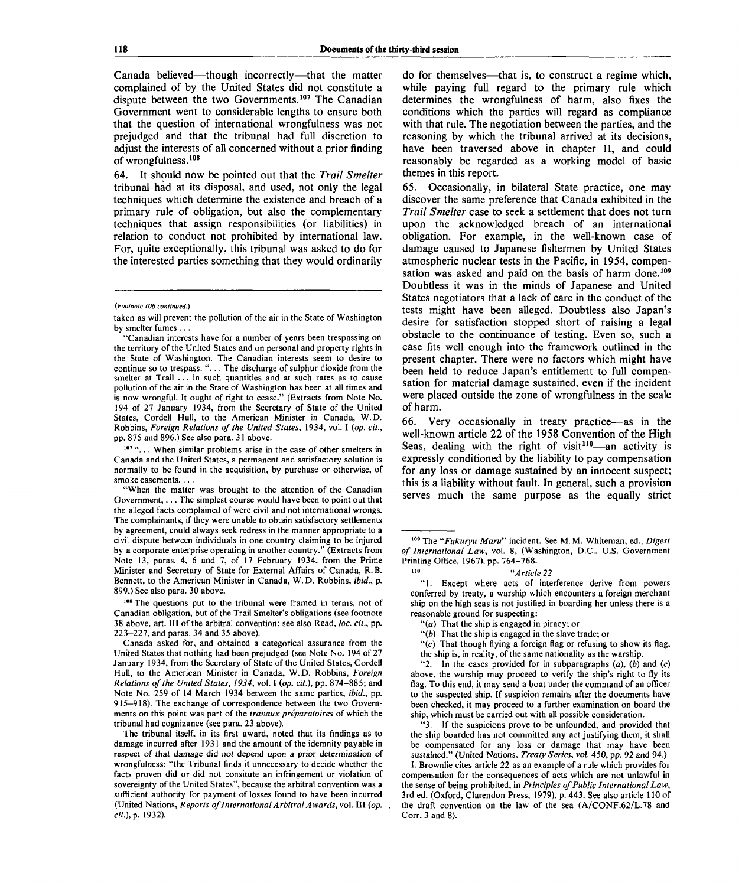Canada believed—though incorrectly—that the matter complained of by the United States did not constitute a dispute between the two Governments.[107] The Canadian Government went to considerable lengths to ensure both that the question of international wrongfulness was not prejudged and that the tribunal had full discretion to adjust the interests of all concerned without a prior finding of wrongfulness.[108]

64. It should now be pointed out that the *Trail Smelter* tribunal had at its disposal, and used, not only the legal techniques which determine the existence and breach of a primary rule of obligation, but also the complementary techniques that assign responsibilities (or liabilities) in relation to conduct not prohibited by international law. For, quite exceptionally, this tribunal was asked to do for the interested parties something that they would ordinarily do for themselves—that is, to construct a regime which, while paying full regard to the primary rule which determines the wrongfulness of harm, also fixes the conditions which the parties will regard as compliance with that rule. The negotiation between the parties, and the reasoning by which the tribunal arrived at its decisions, have been traversed above in chapter II, and could reasonably be regarded as a working model of basic themes in this report.

65. Occasionally, in bilateral State practice, one may discover the same preference that Canada exhibited in the *Trail Smelter* case to seek a settlement that does not turn upon the acknowledged breach of an international obligation. For example, in the well-known case of damage caused to Japanese fishermen by United States atmospheric nuclear tests in the Pacific, in 1954, compensation was asked and paid on the basis of harm done.[109] Doubtless it was in the minds of Japanese and United States negotiators that a lack of care in the conduct of the tests might have been alleged. Doubtless also Japan's desire for satisfaction stopped short of raising a legal obstacle to the continuance of testing. Even so, such a case fits well enough into the framework outlined in the present chapter. There were no factors which might have been held to reduce Japan's entitlement to full compensation for material damage sustained, even if the incident were placed outside the zone of wrongfulness in the scale of harm.

66. Very occasionally in treaty practice—as in the well-known article 22 of the 1958 Convention of the High Seas, dealing with the right of visit[110]—an activity is expressly conditioned by the liability to pay compensation for any loss or damage sustained by an innocent suspect; this is a liability without fault. In general, such a provision serves much the same purpose as the equally strict

---

*(Footnote 106 continued.)*

taken as will prevent the pollution of the air in the State of Washington by smelter fumes ...

"Canadian interests have for a number of years been trespassing on the territory of the United States and on personal and property rights in the State of Washington. The Canadian interests seem to desire to continue so to trespass. "... The discharge of sulphur dioxide from the smelter at Trail ... in such quantities and at such rates as to cause pollution of the air in the State of Washington has been at all times and is now wrongful. It ought of right to cease." (Extracts from Note No. 194 of 27 January 1934, from the Secretary of State of the United States, Cordell Hull, to the American Minister in Canada, W.D. Robbins, *Foreign Relations of the United States*, 1934, vol. I (*op. cit.*, pp. 875 and 896.) See also para. 31 above.

[107] "... When similar problems arise in the case of other smelters in Canada and the United States, a permanent and satisfactory solution is normally to be found in the acquisition, by purchase or otherwise, of smoke easements....

"When the matter was brought to the attention of the Canadian Government,... The simplest course would have been to point out that the alleged facts complained of were civil and not international wrongs. The complainants, if they were unable to obtain satisfactory settlements by agreement, could always seek redress in the manner appropriate to a civil dispute between individuals in one country claiming to be injured by a corporate enterprise operating in another country." (Extracts from Note 13, paras. 4, 6 and 7, of 17 February 1934, from the Prime Minister and Secretary of State for External Affairs of Canada, R.B. Bennett, to the American Minister in Canada, W.D. Robbins, *ibid.*, p. 899.) See also para. 30 above.

[108] The questions put to the tribunal were framed in terms, not of Canadian obligation, but of the Trail Smelter's obligations (see footnote 38 above, art. III of the arbitral convention; see also Read, *loc. cit.*, pp. 223–227, and paras. 34 and 35 above).

Canada asked for, and obtained a categorical assurance from the United States that nothing had been prejudged (see Note No. 194 of 27 January 1934, from the Secretary of State of the United States, Cordell Hull, to the American Minister in Canada, W.D. Robbins, *Foreign Relations of the United States, 1934*, vol. I (*op. cit.*), pp. 874–885; and Note No. 259 of 14 March 1934 between the same parties, *ibid.*, pp. 915–918). The exchange of correspondence between the two Governments on this point was part of the *travaux préparatoires* of which the tribunal had cognizance (see para. 23 above).

The tribunal itself, in its first award, noted that its findings as to damage incurred after 1931 and the amount of the idemnity payable in respect of that damage did not depend upon a prior determination of wrongfulness: "the Tribunal finds it unnecessary to decide whether the facts proven did or did not consitute an infringement or violation of sovereignty of the United States", because the arbitral convention was a sufficient authority for payment of losses found to have been incurred (United Nations, *Reports of International Arbitral Awards*, vol. III (*op. cit.*), p. 1932).

[109] The "*Fukuryu Maru*" incident. See M.M. Whiteman, ed., *Digest of International Law*, vol. 8, (Washington, D.C., U.S. Government Printing Office, 1967), pp. 764–768.

[110] "*Article 22*

"1. Except where acts of interference derive from powers conferred by treaty, a warship which encounters a foreign merchant ship on the high seas is not justified in boarding her unless there is a reasonable ground for suspecting:

"(*a*) That the ship is engaged in piracy; or

"(*b*) That the ship is engaged in the slave trade; or

"(*c*) That though flying a foreign flag or refusing to show its flag, the ship is, in reality, of the same nationality as the warship.

"2. In the cases provided for in subparagraphs (*a*), (*b*) and (*c*) above, the warship may proceed to verify the ship's right to fly its flag. To this end, it may send a boat under the command of an officer to the suspected ship. If suspicion remains after the documents have been checked, it may proceed to a further examination on board the ship, which must be carried out with all possible consideration.

"3. If the suspicions prove to be unfounded, and provided that the ship boarded has not committed any act justifying them, it shall be compensated for any loss or damage that may have been sustained." (United Nations, *Treaty Series*, vol. 450, pp. 92 and 94.)

I. Brownlie cites article 22 as an example of a rule which provides for compensation for the consequences of acts which are not unlawful in the sense of being prohibited, in *Principles of Public International Law*, 3rd ed. (Oxford, Clarendon Press, 1979), p. 443. See also article 110 of the draft convention on the law of the sea (A/CONF.62/L.78 and Corr. 3 and 8).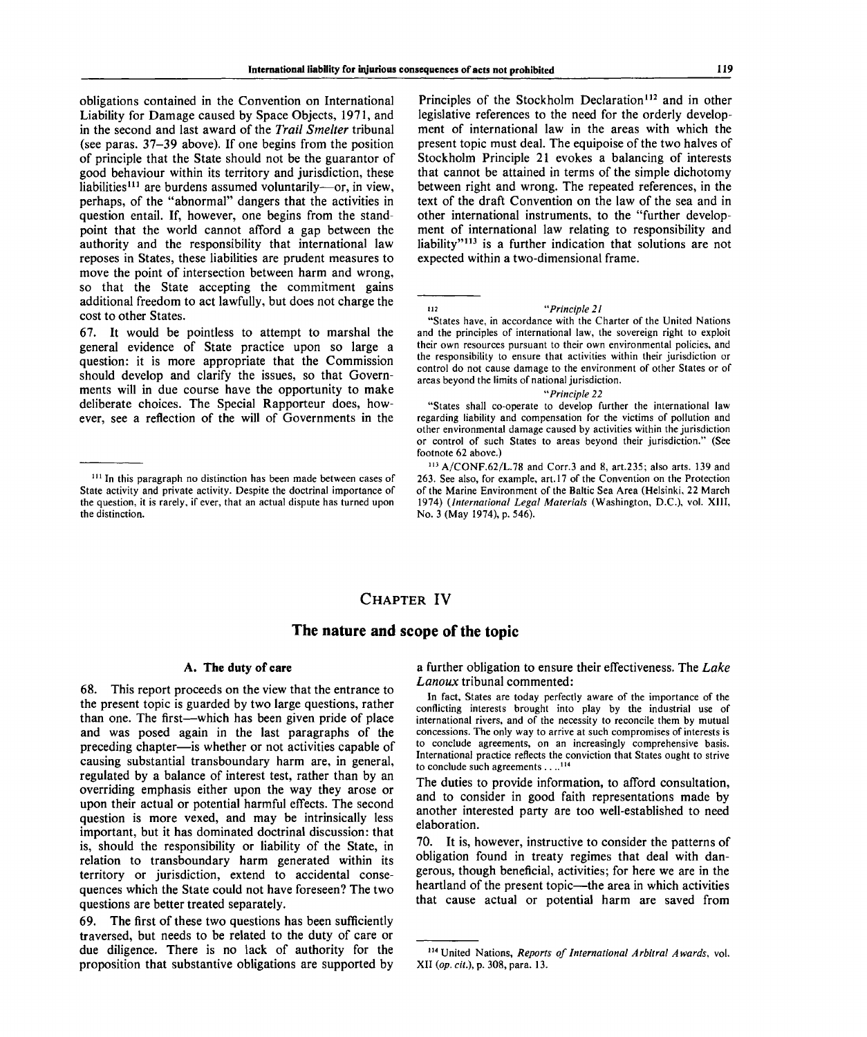obligations contained in the Convention on International Liability for Damage caused by Space Objects, 1971, and in the second and last award of the *Trail Smelter* tribunal (see paras. 37–39 above). If one begins from the position of principle that the State should not be the guarantor of good behaviour within its territory and jurisdiction, these liabilities[111] are burdens assumed voluntarily—or, in view, perhaps, of the "abnormal" dangers that the activities in question entail. If, however, one begins from the standpoint that the world cannot afford a gap between the authority and the responsibility that international law reposes in States, these liabilities are prudent measures to move the point of intersection between harm and wrong, so that the State accepting the commitment gains additional freedom to act lawfully, but does not charge the cost to other States.

67. It would be pointless to attempt to marshal the general evidence of State practice upon so large a question: it is more appropriate that the Commission should develop and clarify the issues, so that Governments will in due course have the opportunity to make deliberate choices. The Special Rapporteur does, however, see a reflection of the will of Governments in the Principles of the Stockholm Declaration[112] and in other legislative references to the need for the orderly development of international law in the areas with which the present topic must deal. The equipoise of the two halves of Stockholm Principle 21 evokes a balancing of interests that cannot be attained in terms of the simple dichotomy between right and wrong. The repeated references, in the text of the draft Convention on the law of the sea and in other international instruments, to the "further development of international law relating to responsibility and liability"[113] is a further indication that solutions are not expected within a two-dimensional frame.

---

[111] In this paragraph no distinction has been made between cases of State activity and private activity. Despite the doctrinal importance of the question, it is rarely, if ever, that an actual dispute has turned upon the distinction.

[112] *"Principle 21*

"States have, in accordance with the Charter of the United Nations and the principles of international law, the sovereign right to exploit their own resources pursuant to their own environmental policies, and the responsibility to ensure that activities within their jurisdiction or control do not cause damage to the environment of other States or of areas beyond the limits of national jurisdiction.

*"Principle 22*

"States shall co-operate to develop further the international law regarding liability and compensation for the victims of pollution and other environmental damage caused by activities within the jurisdiction or control of such States to areas beyond their jurisdiction." (See footnote 62 above.)

[113] A/CONF.62/L.78 and Corr.3 and 8, art.235; also arts. 139 and 263. See also, for example, art.17 of the Convention on the Protection of the Marine Environment of the Baltic Sea Area (Helsinki, 22 March 1974) (*International Legal Materials* (Washington, D.C.), vol. XIII, No. 3 (May 1974), p. 546).

# CHAPTER IV

## The nature and scope of the topic

### A. The duty of care

68. This report proceeds on the view that the entrance to the present topic is guarded by two large questions, rather than one. The first—which has been given pride of place and was posed again in the last paragraphs of the preceding chapter—is whether or not activities capable of causing substantial transboundary harm are, in general, regulated by a balance of interest test, rather than by an overriding emphasis either upon the way they arose or upon their actual or potential harmful effects. The second question is more vexed, and may be intrinsically less important, but it has dominated doctrinal discussion: that is, should the responsibility or liability of the State, in relation to transboundary harm generated within its territory or jurisdiction, extend to accidental consequences which the State could not have foreseen? The two questions are better treated separately.

69. The first of these two questions has been sufficiently traversed, but needs to be related to the duty of care or due diligence. There is no lack of authority for the proposition that substantive obligations are supported by a further obligation to ensure their effectiveness. The *Lake Lanoux* tribunal commented:

> In fact, States are today perfectly aware of the importance of the conflicting interests brought into play by the industrial use of international rivers, and of the necessity to reconcile them by mutual concessions. The only way to arrive at such compromises of interests is to conclude agreements, on an increasingly comprehensive basis. International practice reflects the conviction that States ought to strive to conclude such agreements . . . .[114]

The duties to provide information, to afford consultation, and to consider in good faith representations made by another interested party are too well-established to need elaboration.

70. It is, however, instructive to consider the patterns of obligation found in treaty regimes that deal with dangerous, though beneficial, activities; for here we are in the heartland of the present topic—the area in which activities that cause actual or potential harm are saved from

---

[114] United Nations, *Reports of International Arbitral Awards*, vol. XII (*op. cit.*), p. 308, para. 13.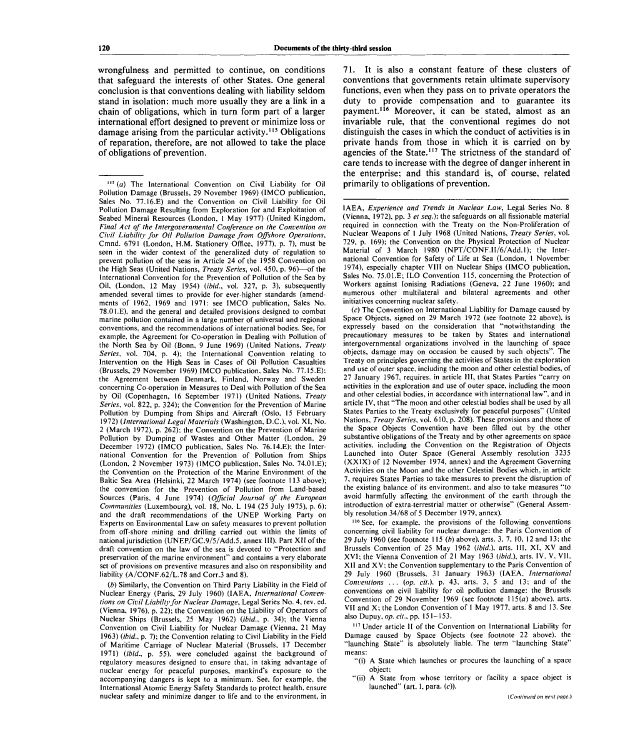wrongfulness and permitted to continue, on conditions that safeguard the interests of other States. One general conclusion is that conventions dealing with liability seldom stand in isolation: much more usually they are a link in a chain of obligations, which in turn form part of a larger international effort designed to prevent or minimize loss or damage arising from the particular activity.[115] Obligations of reparation, therefore, are not allowed to take the place of obligations of prevention.

71. It is also a constant feature of these clusters of conventions that governments retain ultimate supervisory functions, even when they pass on to private operators the duty to provide compensation and to guarantee its payment.[116] Moreover, it can be stated, almost as an invariable rule, that the conventional regimes do not distinguish the cases in which the conduct of activities is in private hands from those in which it is carried on by agencies of the State.[117] The strictness of the standard of care tends to increase with the degree of danger inherent in the enterprise; and this standard is, of course, related primarily to obligations of prevention.

---

[115] (*a*) The International Convention on Civil Liability for Oil Pollution Damage (Brussels, 29 November 1969) (IMCO publication, Sales No. 77.16.E) and the Convention on Civil Liability for Oil Pollution Damage Resulting from Exploration for and Exploitation of Seabed Mineral Resources (London, 1 May 1977) (United Kingdom, *Final Act of the Intergovernmental Conference on the Convention on Civil Liability for Oil Pollution Damage from Offshore Operations*, Cmnd. 6791 (London, H.M. Stationery Office, 1977), p. 7), must be seen in the wider context of the generalized duty of regulation to prevent pollution of the seas in Article 24 of the 1958 Convention on the High Seas (United Nations, *Treaty Series*, vol. 450, p. 96)—of the International Convention for the Prevention of Pollution of the Sea by Oil, (London, 12 May 1954) (*ibid.*, vol. 327, p. 3), subsequently amended several times to provide for ever-higher standards (amendments of 1962, 1969 and 1971: see IMCO publication, Sales No. 78.01.E), and the general and detailed provisions designed to combat marine pollution contained in a large number of universal and regional conventions, and the recommendations of international bodies. See, for example, the Agreement for Co-operation in Dealing with Pollution of the North Sea by Oil (Bonn, 9 June 1969) (United Nations, *Treaty Series*, vol. 704, p. 4); the International Convention relating to Intervention on the High Seas in Cases of Oil Pollution Casualties (Brussels, 29 November 1969) IMCO publication, Sales No. 77.15.E); the Agreement between Denmark, Finland, Norway and Sweden concerning Co-operation in Measures to Deal with Pollution of the Sea by Oil (Copenhagen, 16 September 1971) (United Nations, *Treaty Series*, vol. 822, p. 324); the Convention for the Prevention of Marine Pollution by Dumping from Ships and Aircraft (Oslo, 15 February 1972) (*International Legal Materials* (Washington, D.C.), vol. XI, No. 2 (March 1972), p. 262); the Convention on the Prevention of Marine Pollution by Dumping of Wastes and Other Matter (London, 29 December 1972) (IMCO publication, Sales No. 76.14.E); the International Convention for the Prevention of Pollution from Ships (London, 2 November 1973) (IMCO publication, Sales No. 74.01.E); the Convention on the Protection of the Marine Environment of the Baltic Sea Area (Helsinki, 22 March 1974) (see footnote 113 above); the convention for the Prevention of Pollution from Land-based Sources (Paris, 4 June 1974) (*Official Journal of the European Communities* (Luxembourg), vol. 18, No. L 194 (25 July 1975), p. 6); and the draft recommendations of the UNEP Working Party on Experts on Environmental Law on safety measures to prevent pollution from off-shore mining and drilling carried out within the limits of national jurisdiction (UNEP/GC.9/5/Add.5, annex III). Part XII of the draft convention on the law of the sea is devoted to "Protection and preservation of the marine environment" and contains a very elaborate set of provisions on preventive measures and also on responsibility and liability (A/CONF.62/L.78 and Corr.3 and 8).

(*b*) Similarly, the Convention on Third Party Liability in the Field of Nuclear Energy (Paris, 29 July 1960) (IAEA, *International Conventions on Civil Liability for Nuclear Damage*, Legal Series No. 4, rev. ed. (Vienna, 1976), p. 22); the Convention on the Liability of Operators of Nuclear Ships (Brussels, 25 May 1962) (*ibid.*, p. 34); the Vienna Convention on Civil Liability for Nuclear Damage (Vienna, 21 May 1963) (*ibid.*, p. 7); the Convention relating to Civil Liability in the Field of Maritime Carriage of Nuclear Material (Brussels, 17 December 1971) (*ibid.*, p. 55), were concluded against the background of regulatory measures designed to ensure that, in taking advantage of nuclear energy for peaceful purposes, mankind's exposure to the accompanying dangers is kept to a minimum. See, for example, the International Atomic Energy Safety Standards to protect health, ensure nuclear safety and minimize danger to life and to the environment, in IAEA, *Experience and Trends in Nuclear Law*, Legal Series No. 8 (Vienna, 1972), pp. 3 *et seq.*); the safeguards on all fissionable material required in connection with the Treaty on the Non-Proliferation of Nuclear Weapons of 1 July 1968 (United Nations, *Treaty Series*, vol. 729, p. 169); the Convention on the Physical Protection of Nuclear Material of 3 March 1980 (NPT/CONF.II/6/Add.1); the International Convention for Safety of Life at Sea (London, 1 November 1974), especially chapter VIII on Nuclear Ships (IMCO publication, Sales No. 75.01.E; ILO Convention 115, concerning the Protection of Workers against Ionising Radiations (Geneva, 22 June 1960); and numerous other multilateral and bilateral agreements and other initiatives concerning nuclear safety.

(*c*) The Convention on International Liability for Damage caused by Space Objects, signed on 29 March 1972 (see footnote 22 above), is expressely based on the consideration that "notwithstanding the precautionary measures to be taken by States and international intergovernmental organizations involved in the launching of space objects, damage may on occasion be caused by such objects". The Treaty on principles governing the activities of States in the exploration and use of outer space, including the moon and other celestial bodies, of 27 January 1967, requires, in article III, that States Parties "carry on activities in the exploration and use of outer space, including the moon and other celestial bodies, in accordance with international law", and in article IV, that "The moon and other celestial bodies shall be used by all States Parties to the Treaty exclusively for peaceful purposes" (United Nations, *Treaty Series*, vol. 610, p. 208). These provisions and those of the Space Objects Convention have been filled out by the other substantive obligations of the Treaty and by other agreements on space activities, including the Convention on the Registration of Objects Launched into Outer Space (General Assembly resolution 3235 (XXIX) of 12 November 1974, annex) and the Agreement Governing Activities on the Moon and the other Celestial Bodies which, in article 7, requires States Parties to take measures to prevent the disruption of the existing balance of its environment, and also to take measures "to avoid harmfully affecting the environment of the earth through the introduction of extra-terrestrial matter or otherwise" (General Assembly resolution 34/68 of 5 December 1979, annex).

[116] See, for example, the provisions of the following conventions concerning civil liability for nuclear damage: the Paris Convention of 29 July 1960 (see footnote 115 (*b*) above), arts. 3, 7, 10, 12 and 13; the Brussels Convention of 25 May 1962 (*ibid.*), arts. III, XI, XV and XVI; the Vienna Convention of 21 May 1963 (*ibid.*), arts. IV, V, VII, XII and XV; the Convention supplementary to the Paris Convention of 29 July 1960 (Brussels, 31 January 1963) (IAEA, *International Conventions ...* (*op. cit.*), p. 43, arts. 3, 5 and 13; and of the conventions on civil liability for oil pollution damage: the Brussels Convention of 29 November 1969 (see footnote 115(*a*) above), arts. VII and X; the London Convention of 1 May 1977, arts. 8 and 13. See also Dupuy, *op. cit.*, pp. 151–153.

[117] Under article II of the Convention on International Liability for Damage caused by Space Objects (see footnote 22 above), the "launching State" is absolutely liable. The term "launching State" means:

"(i) A State which launches or procures the launching of a space object;

"(ii) A State from whose territory or facility a space object is launched" (art. 1, para. (*c*)).

(*Continued on next page.*)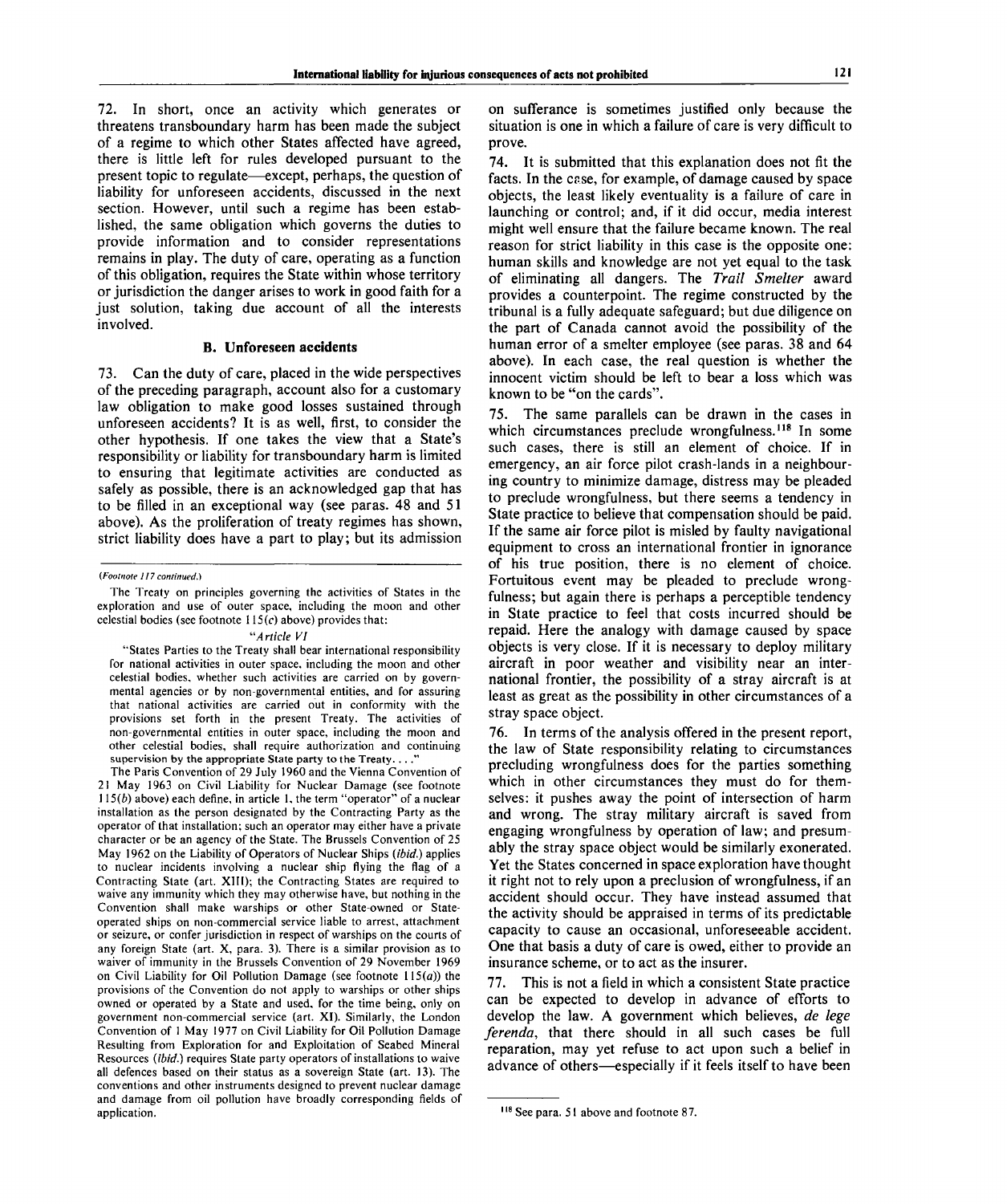72. In short, once an activity which generates or threatens transboundary harm has been made the subject of a regime to which other States affected have agreed, there is little left for rules developed pursuant to the present topic to regulate—except, perhaps, the question of liability for unforeseen accidents, discussed in the next section. However, until such a regime has been established, the same obligation which governs the duties to provide information and to consider representations remains in play. The duty of care, operating as a function of this obligation, requires the State within whose territory or jurisdiction the danger arises to work in good faith for a just solution, taking due account of all the interests involved.

### B. Unforeseen accidents

73. Can the duty of care, placed in the wide perspectives of the preceding paragraph, account also for a customary law obligation to make good losses sustained through unforeseen accidents? It is as well, first, to consider the other hypothesis. If one takes the view that a State's responsibility or liability for transboundary harm is limited to ensuring that legitimate activities are conducted as safely as possible, there is an acknowledged gap that has to be filled in an exceptional way (see paras. 48 and 51 above). As the proliferation of treaty regimes has shown, strict liability does have a part to play; but its admission on sufferance is sometimes justified only because the situation is one in which a failure of care is very difficult to prove.

74. It is submitted that this explanation does not fit the facts. In the case, for example, of damage caused by space objects, the least likely eventuality is a failure of care in launching or control; and, if it did occur, media interest might well ensure that the failure became known. The real reason for strict liability in this case is the opposite one: human skills and knowledge are not yet equal to the task of eliminating all dangers. The *Trail Smelter* award provides a counterpoint. The regime constructed by the tribunal is a fully adequate safeguard; but due diligence on the part of Canada cannot avoid the possibility of the human error of a smelter employee (see paras. 38 and 64 above). In each case, the real question is whether the innocent victim should be left to bear a loss which was known to be "on the cards".

75. The same parallels can be drawn in the cases in which circumstances preclude wrongfulness.[118] In some such cases, there is still an element of choice. If in emergency, an air force pilot crash-lands in a neighbouring country to minimize damage, distress may be pleaded to preclude wrongfulness, but there seems a tendency in State practice to believe that compensation should be paid. If the same air force pilot is misled by faulty navigational equipment to cross an international frontier in ignorance of his true position, there is no element of choice. Fortuitous event may be pleaded to preclude wrongfulness; but again there is perhaps a perceptible tendency in State practice to feel that costs incurred should be repaid. Here the analogy with damage caused by space objects is very close. If it is necessary to deploy military aircraft in poor weather and visibility near an international frontier, the possibility of a stray aircraft is at least as great as the possibility in other circumstances of a stray space object.

76. In terms of the analysis offered in the present report, the law of State responsibility relating to circumstances precluding wrongfulness does for the parties something which in other circumstances they must do for themselves: it pushes away the point of intersection of harm and wrong. The stray military aircraft is saved from engaging wrongfulness by operation of law; and presumably the stray space object would be similarly exonerated. Yet the States concerned in space exploration have thought it right not to rely upon a preclusion of wrongfulness, if an accident should occur. They have instead assumed that the activity should be appraised in terms of its predictable capacity to cause an occasional, unforeseeable accident. One that basis a duty of care is owed, either to provide an insurance scheme, or to act as the insurer.

77. This is not a field in which a consistent State practice can be expected to develop in advance of efforts to develop the law. A government which believes, *de lege ferenda*, that there should in all such cases be full reparation, may yet refuse to act upon such a belief in advance of others—especially if it feels itself to have been

---

(*Footnote 117 continued.*)

The Treaty on principles governing the activities of States in the exploration and use of outer space, including the moon and other celestial bodies (see footnote 115(*c*) above) provides that:

"*Article VI*

"States Parties to the Treaty shall bear international responsibility for national activities in outer space, including the moon and other celestial bodies, whether such activities are carried on by governmental agencies or by non-governmental entities, and for assuring that national activities are carried out in conformity with the provisions set forth in the present Treaty. The activities of non-governmental entities in outer space, including the moon and other celestial bodies, shall require authorization and continuing supervision by the appropriate State party to the Treaty. . . ."

The Paris Convention of 29 July 1960 and the Vienna Convention of 21 May 1963 on Civil Liability for Nuclear Damage (see footnote 115(*b*) above) each define, in article 1, the term "operator" of a nuclear installation as the person designated by the Contracting Party as the operator of that installation; such an operator may either have a private character or be an agency of the State. The Brussels Convention of 25 May 1962 on the Liability of Operators of Nuclear Ships (*ibid.*) applies to nuclear incidents involving a nuclear ship flying the flag of a Contracting State (art. XIII); the Contracting States are required to waive any immunity which they may otherwise have, but nothing in the Convention shall make warships or other State-owned or State-operated ships on non-commercial service liable to arrest, attachment or seizure, or confer jurisdiction in respect of warships on the courts of any foreign State (art. X, para. 3). There is a similar provision as to waiver of immunity in the Brussels Convention of 29 November 1969 on Civil Liability for Oil Pollution Damage (see footnote 115(*a*)) the provisions of the Convention do not apply to warships or other ships owned or operated by a State and used, for the time being, only on government non-commercial service (art. XI). Similarly, the London Convention of 1 May 1977 on Civil Liability for Oil Pollution Damage Resulting from Exploration for and Exploitation of Seabed Mineral Resources (*ibid.*) requires State party operators of installations to waive all defences based on their status as a sovereign State (art. 13). The conventions and other instruments designed to prevent nuclear damage and damage from oil pollution have broadly corresponding fields of application.

[118] See para. 51 above and footnote 87.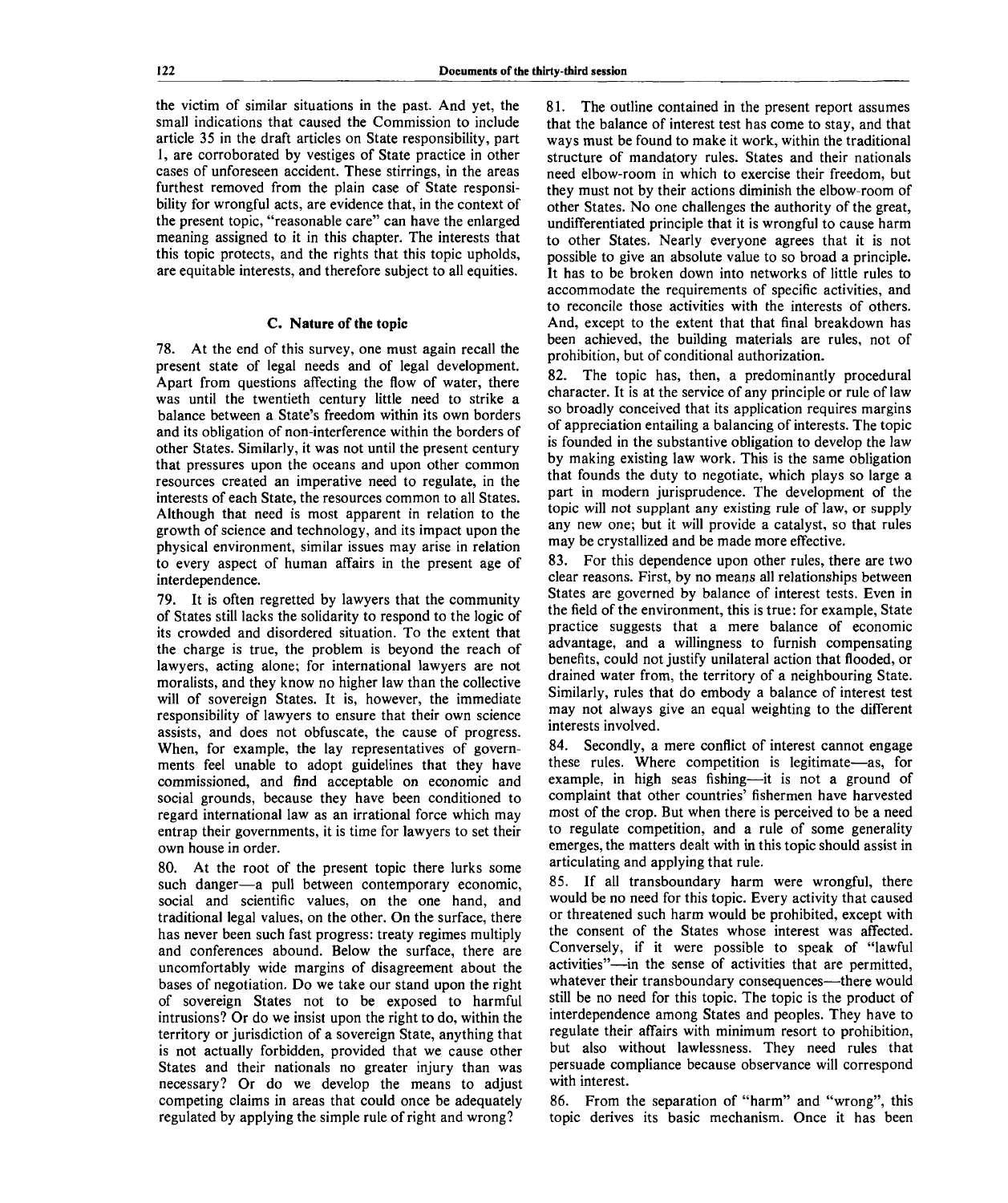the victim of similar situations in the past. And yet, the small indications that caused the Commission to include article 35 in the draft articles on State responsibility, part 1, are corroborated by vestiges of State practice in other cases of unforeseen accident. These stirrings, in the areas furthest removed from the plain case of State responsibility for wrongful acts, are evidence that, in the context of the present topic, "reasonable care" can have the enlarged meaning assigned to it in this chapter. The interests that this topic protects, and the rights that this topic upholds, are equitable interests, and therefore subject to all equities.

### C. Nature of the topic

78. At the end of this survey, one must again recall the present state of legal needs and of legal development. Apart from questions affecting the flow of water, there was until the twentieth century little need to strike a balance between a State's freedom within its own borders and its obligation of non-interference within the borders of other States. Similarly, it was not until the present century that pressures upon the oceans and upon other common resources created an imperative need to regulate, in the interests of each State, the resources common to all States. Although that need is most apparent in relation to the growth of science and technology, and its impact upon the physical environment, similar issues may arise in relation to every aspect of human affairs in the present age of interdependence.

79. It is often regretted by lawyers that the community of States still lacks the solidarity to respond to the logic of its crowded and disordered situation. To the extent that the charge is true, the problem is beyond the reach of lawyers, acting alone; for international lawyers are not moralists, and they know no higher law than the collective will of sovereign States. It is, however, the immediate responsibility of lawyers to ensure that their own science assists, and does not obfuscate, the cause of progress. When, for example, the lay representatives of governments feel unable to adopt guidelines that they have commissioned, and find acceptable on economic and social grounds, because they have been conditioned to regard international law as an irrational force which may entrap their governments, it is time for lawyers to set their own house in order.

80. At the root of the present topic there lurks some such danger—a pull between contemporary economic, social and scientific values, on the one hand, and traditional legal values, on the other. On the surface, there has never been such fast progress: treaty regimes multiply and conferences abound. Below the surface, there are uncomfortably wide margins of disagreement about the bases of negotiation. Do we take our stand upon the right of sovereign States not to be exposed to harmful intrusions? Or do we insist upon the right to do, within the territory or jurisdiction of a sovereign State, anything that is not actually forbidden, provided that we cause other States and their nationals no greater injury than was necessary? Or do we develop the means to adjust competing claims in areas that could once be adequately regulated by applying the simple rule of right and wrong?

81. The outline contained in the present report assumes that the balance of interest test has come to stay, and that ways must be found to make it work, within the traditional structure of mandatory rules. States and their nationals need elbow-room in which to exercise their freedom, but they must not by their actions diminish the elbow-room of other States. No one challenges the authority of the great, undifferentiated principle that it is wrongful to cause harm to other States. Nearly everyone agrees that it is not possible to give an absolute value to so broad a principle. It has to be broken down into networks of little rules to accommodate the requirements of specific activities, and to reconcile those activities with the interests of others. And, except to the extent that that final breakdown has been achieved, the building materials are rules, not of prohibition, but of conditional authorization.

82. The topic has, then, a predominantly procedural character. It is at the service of any principle or rule of law so broadly conceived that its application requires margins of appreciation entailing a balancing of interests. The topic is founded in the substantive obligation to develop the law by making existing law work. This is the same obligation that founds the duty to negotiate, which plays so large a part in modern jurisprudence. The development of the topic will not supplant any existing rule of law, or supply any new one; but it will provide a catalyst, so that rules may be crystallized and be made more effective.

83. For this dependence upon other rules, there are two clear reasons. First, by no means all relationships between States are governed by balance of interest tests. Even in the field of the environment, this is true: for example, State practice suggests that a mere balance of economic advantage, and a willingness to furnish compensating benefits, could not justify unilateral action that flooded, or drained water from, the territory of a neighbouring State. Similarly, rules that do embody a balance of interest test may not always give an equal weighting to the different interests involved.

84. Secondly, a mere conflict of interest cannot engage these rules. Where competition is legitimate—as, for example, in high seas fishing—it is not a ground of complaint that other countries' fishermen have harvested most of the crop. But when there is perceived to be a need to regulate competition, and a rule of some generality emerges, the matters dealt with in this topic should assist in articulating and applying that rule.

85. If all transboundary harm were wrongful, there would be no need for this topic. Every activity that caused or threatened such harm would be prohibited, except with the consent of the States whose interest was affected. Conversely, if it were possible to speak of "lawful activities"—in the sense of activities that are permitted, whatever their transboundary consequences—there would still be no need for this topic. The topic is the product of interdependence among States and peoples. They have to regulate their affairs with minimum resort to prohibition, but also without lawlessness. They need rules that persuade compliance because observance will correspond with interest.

86. From the separation of "harm" and "wrong", this topic derives its basic mechanism. Once it has been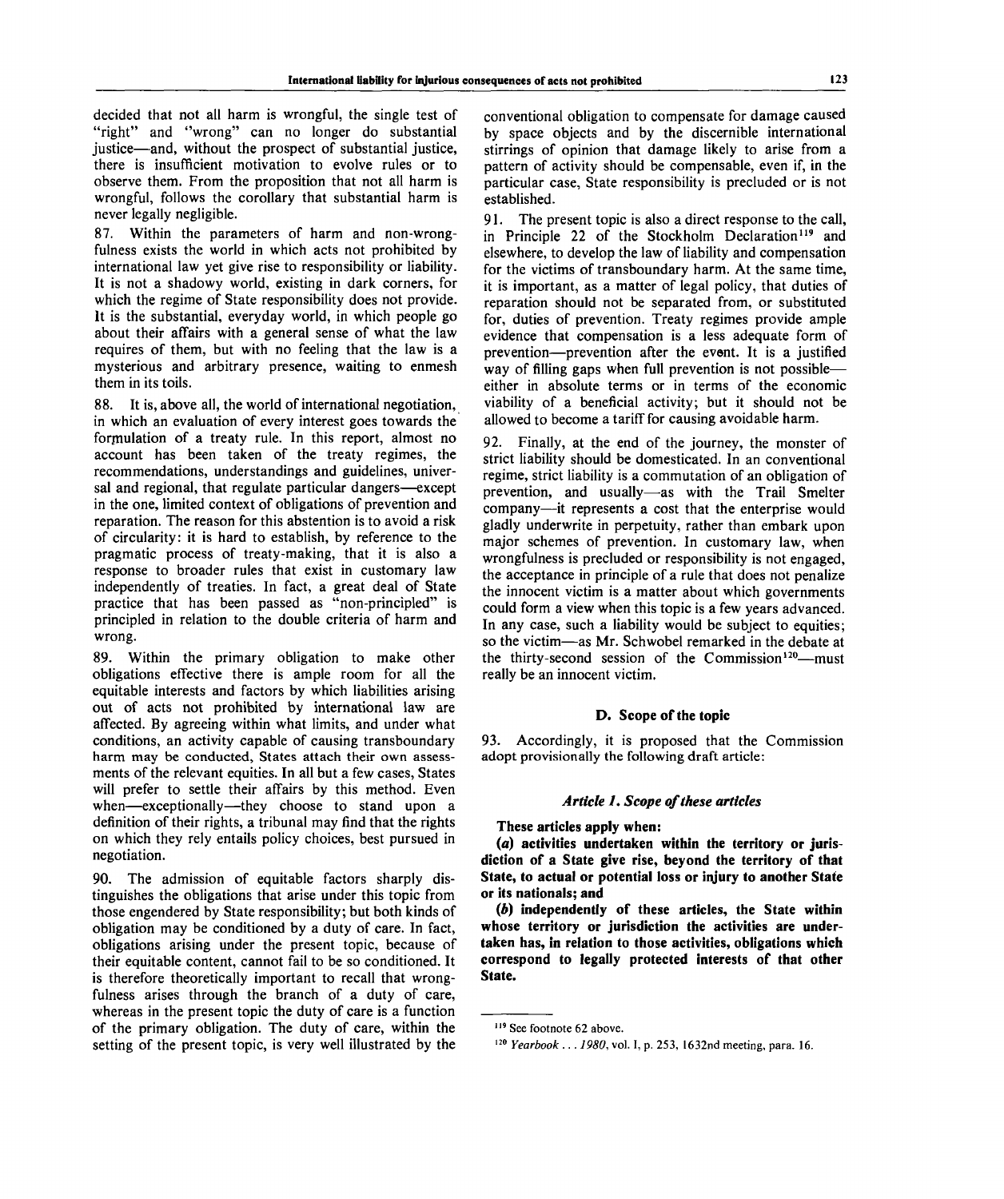decided that not all harm is wrongful, the single test of "right" and "wrong" can no longer do substantial justice—and, without the prospect of substantial justice, there is insufficient motivation to evolve rules or to observe them. From the proposition that not all harm is wrongful, follows the corollary that substantial harm is never legally negligible.

87. Within the parameters of harm and non-wrongfulness exists the world in which acts not prohibited by international law yet give rise to responsibility or liability. It is not a shadowy world, existing in dark corners, for which the regime of State responsibility does not provide. It is the substantial, everyday world, in which people go about their affairs with a general sense of what the law requires of them, but with no feeling that the law is a mysterious and arbitrary presence, waiting to enmesh them in its toils.

88. It is, above all, the world of international negotiation, in which an evaluation of every interest goes towards the formulation of a treaty rule. In this report, almost no account has been taken of the treaty regimes, the recommendations, understandings and guidelines, universal and regional, that regulate particular dangers—except in the one, limited context of obligations of prevention and reparation. The reason for this abstention is to avoid a risk of circularity: it is hard to establish, by reference to the pragmatic process of treaty-making, that it is also a response to broader rules that exist in customary law independently of treaties. In fact, a great deal of State practice that has been passed as "non-principled" is principled in relation to the double criteria of harm and wrong.

89. Within the primary obligation to make other obligations effective there is ample room for all the equitable interests and factors by which liabilities arising out of acts not prohibited by international law are affected. By agreeing within what limits, and under what conditions, an activity capable of causing transboundary harm may be conducted, States attach their own assessments of the relevant equities. In all but a few cases, States will prefer to settle their affairs by this method. Even when—exceptionally—they choose to stand upon a definition of their rights, a tribunal may find that the rights on which they rely entails policy choices, best pursued in negotiation.

90. The admission of equitable factors sharply distinguishes the obligations that arise under this topic from those engendered by State responsibility; but both kinds of obligation may be conditioned by a duty of care. In fact, obligations arising under the present topic, because of their equitable content, cannot fail to be so conditioned. It is therefore theoretically important to recall that wrongfulness arises through the branch of a duty of care, whereas in the present topic the duty of care is a function of the primary obligation. The duty of care, within the setting of the present topic, is very well illustrated by the conventional obligation to compensate for damage caused by space objects and by the discernible international stirrings of opinion that damage likely to arise from a pattern of activity should be compensable, even if, in the particular case, State responsibility is precluded or is not established.

91. The present topic is also a direct response to the call, in Principle 22 of the Stockholm Declaration[119] and elsewhere, to develop the law of liability and compensation for the victims of transboundary harm. At the same time, it is important, as a matter of legal policy, that duties of reparation should not be separated from, or substituted for, duties of prevention. Treaty regimes provide ample evidence that compensation is a less adequate form of prevention—prevention after the event. It is a justified way of filling gaps when full prevention is not possible—either in absolute terms or in terms of the economic viability of a beneficial activity; but it should not be allowed to become a tariff for causing avoidable harm.

92. Finally, at the end of the journey, the monster of strict liability should be domesticated. In an conventional regime, strict liability is a commutation of an obligation of prevention, and usually—as with the Trail Smelter company—it represents a cost that the enterprise would gladly underwrite in perpetuity, rather than embark upon major schemes of prevention. In customary law, when wrongfulness is precluded or responsibility is not engaged, the acceptance in principle of a rule that does not penalize the innocent victim is a matter about which governments could form a view when this topic is a few years advanced. In any case, such a liability would be subject to equities; so the victim—as Mr. Schwobel remarked in the debate at the thirty-second session of the Commission[120]—must really be an innocent victim.

## D. Scope of the topic

93. Accordingly, it is proposed that the Commission adopt provisionally the following draft article:

### *Article 1. Scope of these articles*

**These articles apply when:**

**(*a*) activities undertaken within the territory or jurisdiction of a State give rise, beyond the territory of that State, to actual or potential loss or injury to another State or its nationals; and**

**(*b*) independently of these articles, the State within whose territory or jurisdiction the activities are undertaken has, in relation to those activities, obligations which correspond to legally protected interests of that other State.**

---

[119] See footnote 62 above.

[120] *Yearbook . . . 1980*, vol. I, p. 253, 1632nd meeting, para. 16.